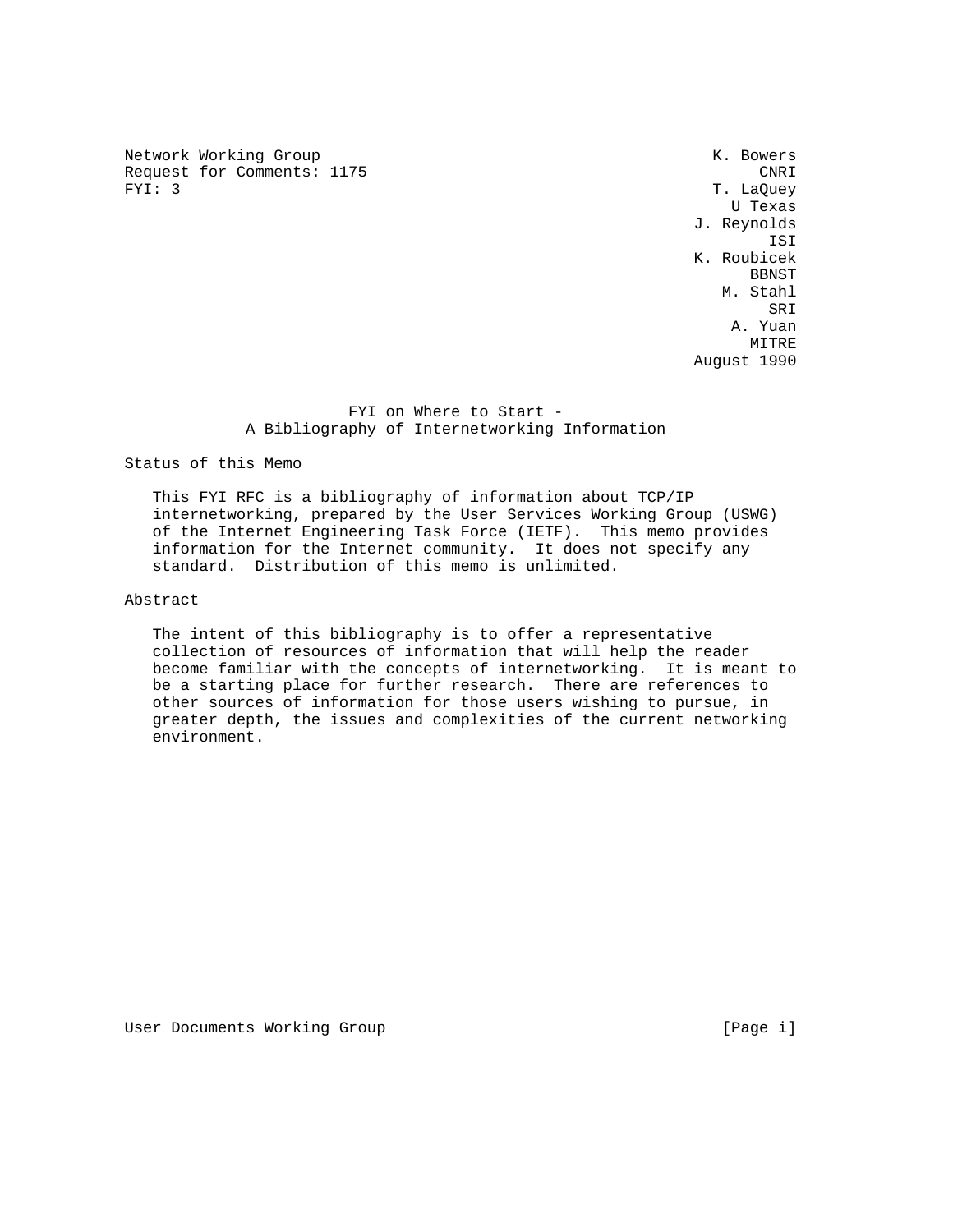Network Working Group                                          K. Bowers
Request for Comments: 1175                                          CNRI
FYI: 3                                                         T. LaQuey
                                                                U Texas
                                                             J. Reynolds
                                                                     ISI
                                                             K. Roubicek
                                                                   BBNST
                                                                M. Stahl
                                                                     SRI
                                                                 A. Yuan
                                                                   MITRE
                                                             August 1990

# FYI on Where to Start - A Bibliography of Internetworking Information

## Status of this Memo

This FYI RFC is a bibliography of information about TCP/IP internetworking, prepared by the User Services Working Group (USWG) of the Internet Engineering Task Force (IETF). This memo provides information for the Internet community. It does not specify any standard. Distribution of this memo is unlimited.

## Abstract

The intent of this bibliography is to offer a representative collection of resources of information that will help the reader become familiar with the concepts of internetworking. It is meant to be a starting place for further research. There are references to other sources of information for those users wishing to pursue, in greater depth, the issues and complexities of the current networking environment.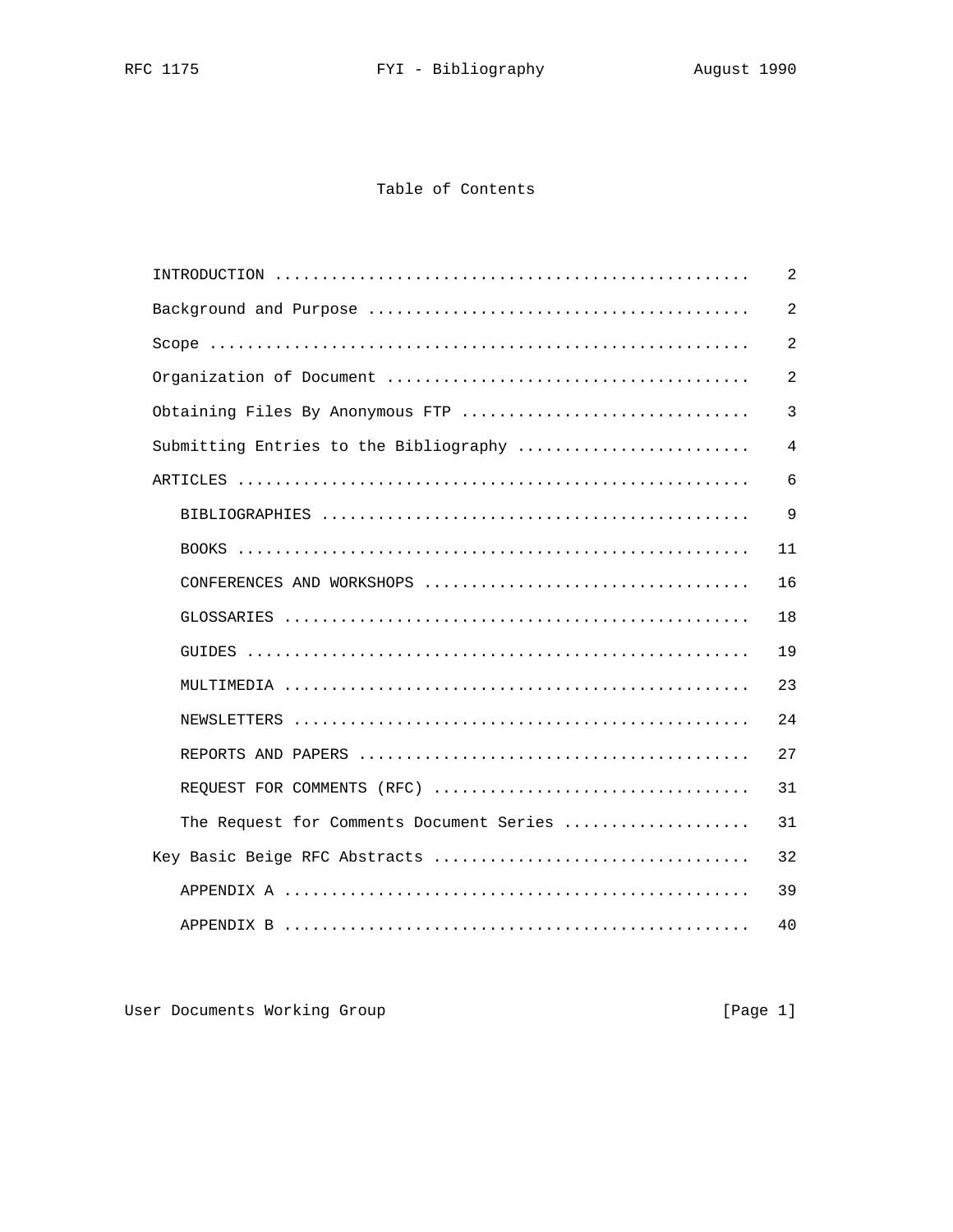# Table of Contents

| | |
|---|---|
| INTRODUCTION | 2 |
| Background and Purpose | 2 |
| Scope | 2 |
| Organization of Document | 2 |
| Obtaining Files By Anonymous FTP | 3 |
| Submitting Entries to the Bibliography | 4 |
| ARTICLES | 6 |
| BIBLIOGRAPHIES | 9 |
| BOOKS | 11 |
| CONFERENCES AND WORKSHOPS | 16 |
| GLOSSARIES | 18 |
| GUIDES | 19 |
| MULTIMEDIA | 23 |
| NEWSLETTERS | 24 |
| REPORTS AND PAPERS | 27 |
| REQUEST FOR COMMENTS (RFC) | 31 |
| The Request for Comments Document Series | 31 |
| Key Basic Beige RFC Abstracts | 32 |
| APPENDIX A | 39 |
| APPENDIX B | 40 |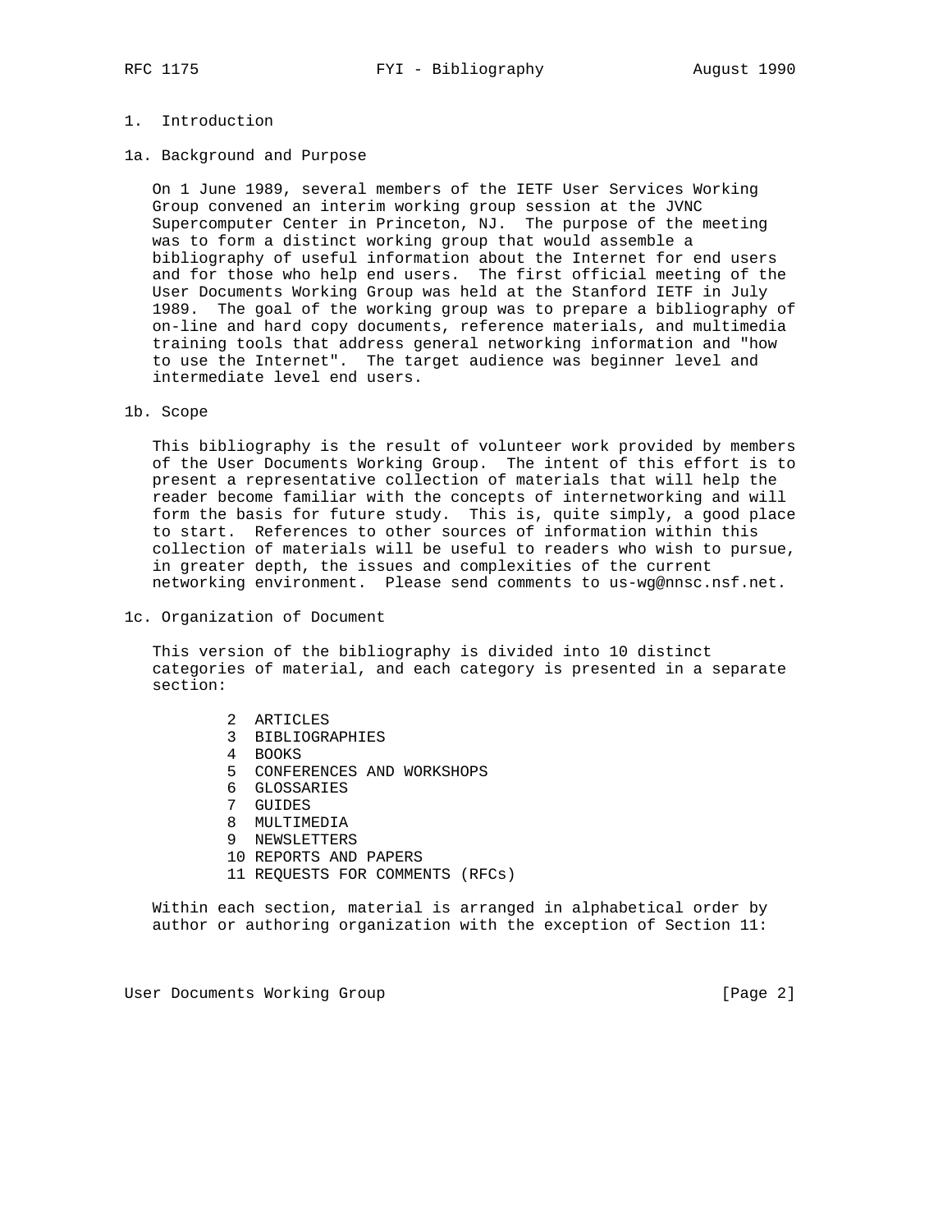# 1. Introduction

## 1a. Background and Purpose

On 1 June 1989, several members of the IETF User Services Working Group convened an interim working group session at the JVNC Supercomputer Center in Princeton, NJ. The purpose of the meeting was to form a distinct working group that would assemble a bibliography of useful information about the Internet for end users and for those who help end users. The first official meeting of the User Documents Working Group was held at the Stanford IETF in July 1989. The goal of the working group was to prepare a bibliography of on-line and hard copy documents, reference materials, and multimedia training tools that address general networking information and "how to use the Internet". The target audience was beginner level and intermediate level end users.

## 1b. Scope

This bibliography is the result of volunteer work provided by members of the User Documents Working Group. The intent of this effort is to present a representative collection of materials that will help the reader become familiar with the concepts of internetworking and will form the basis for future study. This is, quite simply, a good place to start. References to other sources of information within this collection of materials will be useful to readers who wish to pursue, in greater depth, the issues and complexities of the current networking environment. Please send comments to us-wg@nnsc.nsf.net.

## 1c. Organization of Document

This version of the bibliography is divided into 10 distinct categories of material, and each category is presented in a separate section:

```
 2  ARTICLES
 3  BIBLIOGRAPHIES
 4  BOOKS
 5  CONFERENCES AND WORKSHOPS
 6  GLOSSARIES
 7  GUIDES
 8  MULTIMEDIA
 9  NEWSLETTERS
10  REPORTS AND PAPERS
11  REQUESTS FOR COMMENTS (RFCs)
```

Within each section, material is arranged in alphabetical order by author or authoring organization with the exception of Section 11: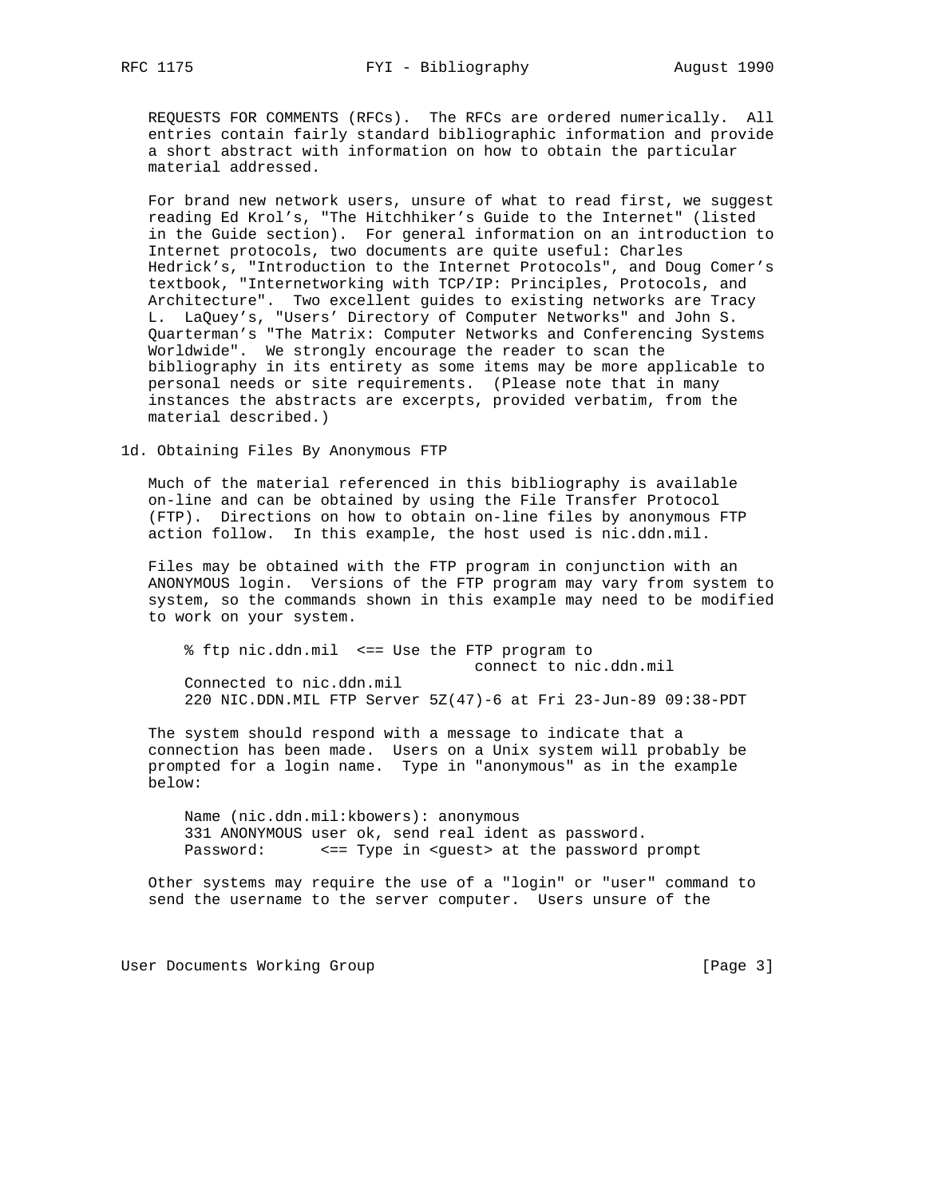REQUESTS FOR COMMENTS (RFCs). The RFCs are ordered numerically. All entries contain fairly standard bibliographic information and provide a short abstract with information on how to obtain the particular material addressed.

For brand new network users, unsure of what to read first, we suggest reading Ed Krol's, "The Hitchhiker's Guide to the Internet" (listed in the Guide section). For general information on an introduction to Internet protocols, two documents are quite useful: Charles Hedrick's, "Introduction to the Internet Protocols", and Doug Comer's textbook, "Internetworking with TCP/IP: Principles, Protocols, and Architecture". Two excellent guides to existing networks are Tracy L. LaQuey's, "Users' Directory of Computer Networks" and John S. Quarterman's "The Matrix: Computer Networks and Conferencing Systems Worldwide". We strongly encourage the reader to scan the bibliography in its entirety as some items may be more applicable to personal needs or site requirements. (Please note that in many instances the abstracts are excerpts, provided verbatim, from the material described.)

## 1d. Obtaining Files By Anonymous FTP

Much of the material referenced in this bibliography is available on-line and can be obtained by using the File Transfer Protocol (FTP). Directions on how to obtain on-line files by anonymous FTP action follow. In this example, the host used is nic.ddn.mil.

Files may be obtained with the FTP program in conjunction with an ANONYMOUS login. Versions of the FTP program may vary from system to system, so the commands shown in this example may need to be modified to work on your system.

```
% ftp nic.ddn.mil  <== Use the FTP program to
                                connect to nic.ddn.mil
Connected to nic.ddn.mil
220 NIC.DDN.MIL FTP Server 5Z(47)-6 at Fri 23-Jun-89 09:38-PDT
```

The system should respond with a message to indicate that a connection has been made. Users on a Unix system will probably be prompted for a login name. Type in "anonymous" as in the example below:

```
Name (nic.ddn.mil:kbowers): anonymous
331 ANONYMOUS user ok, send real ident as password.
Password:      <== Type in <guest> at the password prompt
```

Other systems may require the use of a "login" or "user" command to send the username to the server computer. Users unsure of the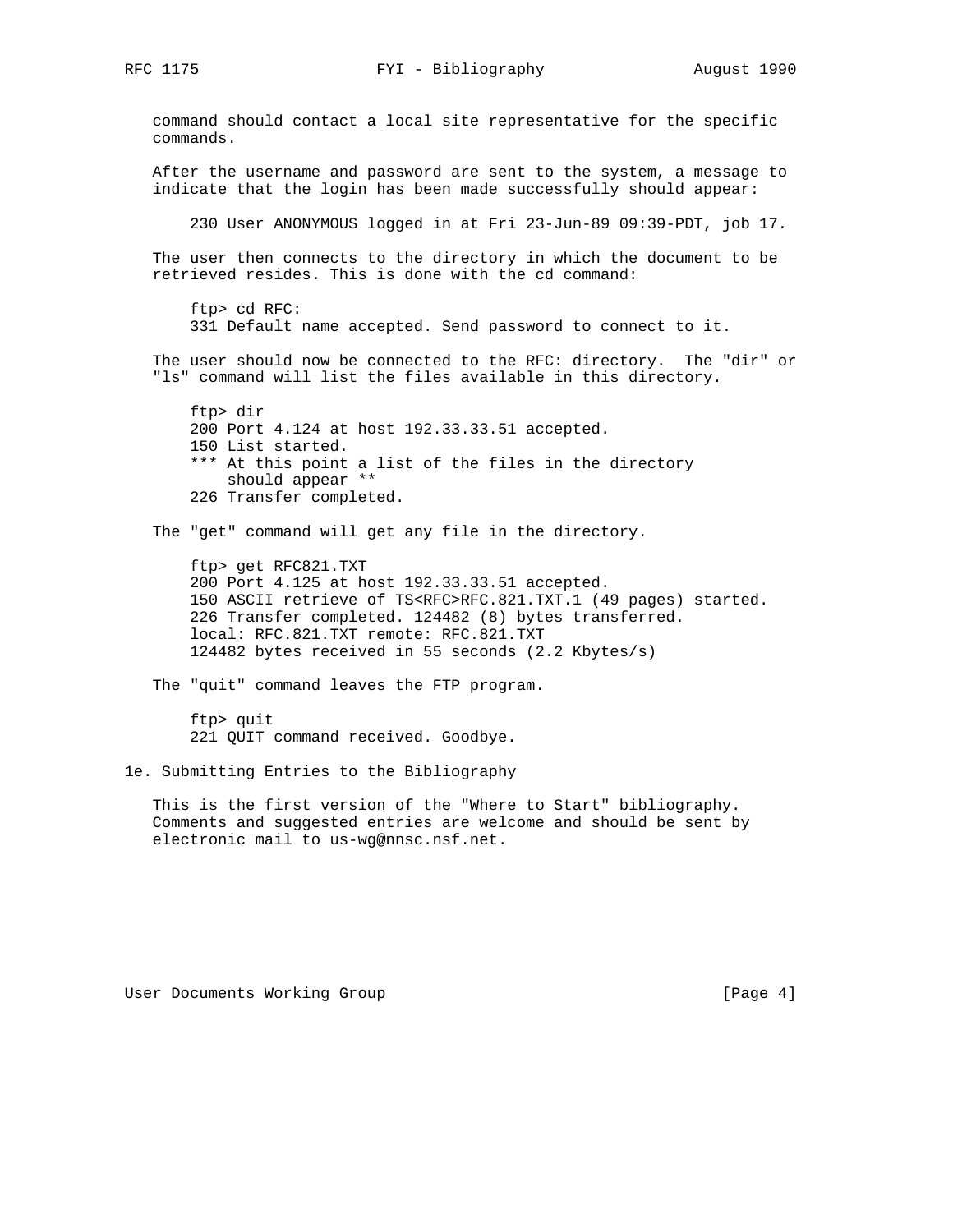command should contact a local site representative for the specific commands.

After the username and password are sent to the system, a message to indicate that the login has been made successfully should appear:

```
230 User ANONYMOUS logged in at Fri 23-Jun-89 09:39-PDT, job 17.
```

The user then connects to the directory in which the document to be retrieved resides. This is done with the cd command:

```
ftp> cd RFC:
331 Default name accepted. Send password to connect to it.
```

The user should now be connected to the RFC: directory. The "dir" or "ls" command will list the files available in this directory.

```
ftp> dir
200 Port 4.124 at host 192.33.33.51 accepted.
150 List started.
*** At this point a list of the files in the directory
    should appear **
226 Transfer completed.
```

The "get" command will get any file in the directory.

```
ftp> get RFC821.TXT
200 Port 4.125 at host 192.33.33.51 accepted.
150 ASCII retrieve of TS<RFC>RFC.821.TXT.1 (49 pages) started.
226 Transfer completed. 124482 (8) bytes transferred.
local: RFC.821.TXT remote: RFC.821.TXT
124482 bytes received in 55 seconds (2.2 Kbytes/s)
```

The "quit" command leaves the FTP program.

```
ftp> quit
221 QUIT command received. Goodbye.
```

## 1e. Submitting Entries to the Bibliography

This is the first version of the "Where to Start" bibliography. Comments and suggested entries are welcome and should be sent by electronic mail to us-wg@nnsc.nsf.net.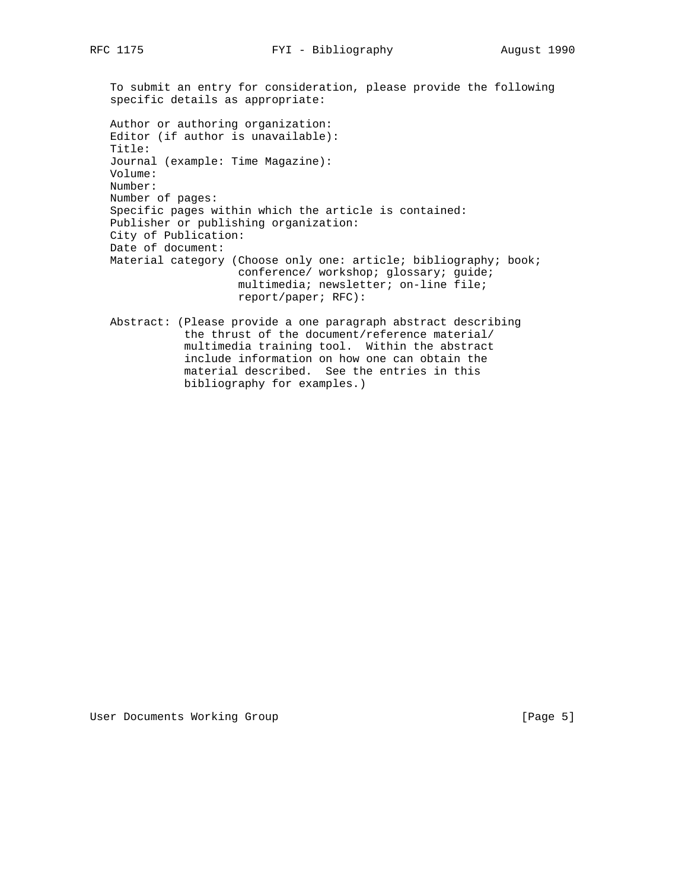To submit an entry for consideration, please provide the following specific details as appropriate:

```
Author or authoring organization:
Editor (if author is unavailable):
Title:
Journal (example: Time Magazine):
Volume:
Number:
Number of pages:
Specific pages within which the article is contained:
Publisher or publishing organization:
City of Publication:
Date of document:
Material category (Choose only one: article; bibliography; book;
                   conference/ workshop; glossary; guide;
                   multimedia; newsletter; on-line file;
                   report/paper; RFC):

Abstract: (Please provide a one paragraph abstract describing
          the thrust of the document/reference material/
          multimedia training tool.  Within the abstract
          include information on how one can obtain the
          material described.  See the entries in this
          bibliography for examples.)
```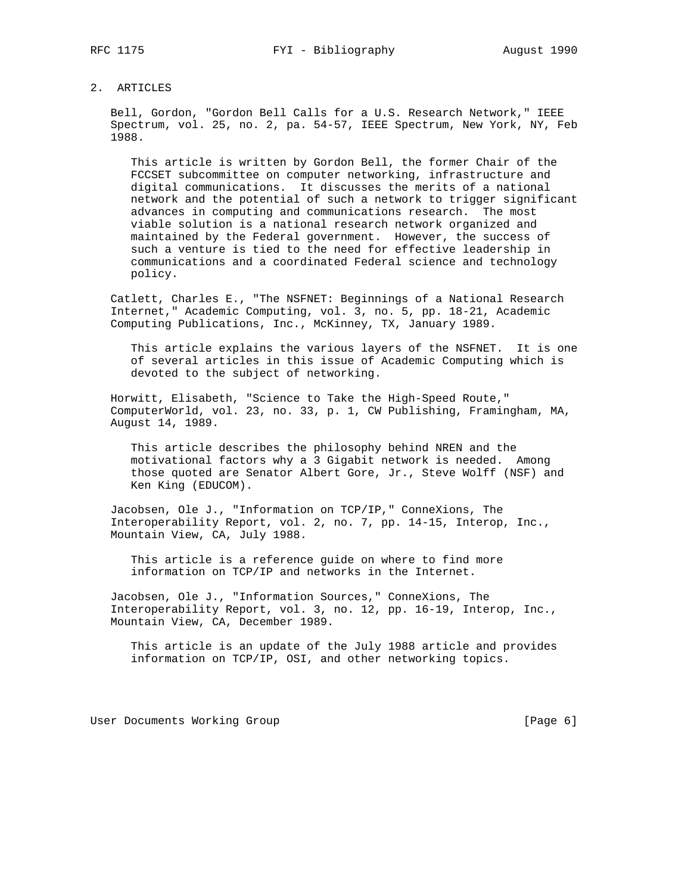## 2. ARTICLES

Bell, Gordon, "Gordon Bell Calls for a U.S. Research Network," IEEE Spectrum, vol. 25, no. 2, pa. 54-57, IEEE Spectrum, New York, NY, Feb 1988.

> This article is written by Gordon Bell, the former Chair of the FCCSET subcommittee on computer networking, infrastructure and digital communications. It discusses the merits of a national network and the potential of such a network to trigger significant advances in computing and communications research. The most viable solution is a national research network organized and maintained by the Federal government. However, the success of such a venture is tied to the need for effective leadership in communications and a coordinated Federal science and technology policy.

Catlett, Charles E., "The NSFNET: Beginnings of a National Research Internet," Academic Computing, vol. 3, no. 5, pp. 18-21, Academic Computing Publications, Inc., McKinney, TX, January 1989.

> This article explains the various layers of the NSFNET. It is one of several articles in this issue of Academic Computing which is devoted to the subject of networking.

Horwitt, Elisabeth, "Science to Take the High-Speed Route," ComputerWorld, vol. 23, no. 33, p. 1, CW Publishing, Framingham, MA, August 14, 1989.

> This article describes the philosophy behind NREN and the motivational factors why a 3 Gigabit network is needed. Among those quoted are Senator Albert Gore, Jr., Steve Wolff (NSF) and Ken King (EDUCOM).

Jacobsen, Ole J., "Information on TCP/IP," ConneXions, The Interoperability Report, vol. 2, no. 7, pp. 14-15, Interop, Inc., Mountain View, CA, July 1988.

> This article is a reference guide on where to find more information on TCP/IP and networks in the Internet.

Jacobsen, Ole J., "Information Sources," ConneXions, The Interoperability Report, vol. 3, no. 12, pp. 16-19, Interop, Inc., Mountain View, CA, December 1989.

> This article is an update of the July 1988 article and provides information on TCP/IP, OSI, and other networking topics.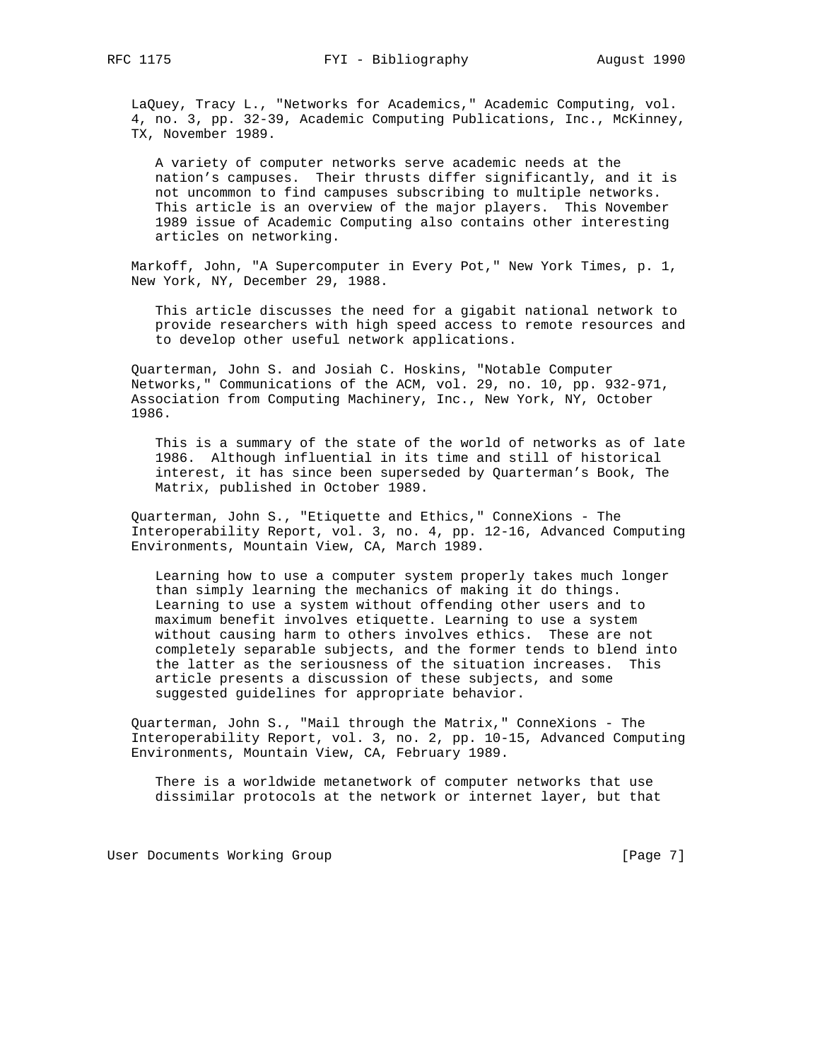LaQuey, Tracy L., "Networks for Academics," Academic Computing, vol. 4, no. 3, pp. 32-39, Academic Computing Publications, Inc., McKinney, TX, November 1989.

A variety of computer networks serve academic needs at the nation's campuses. Their thrusts differ significantly, and it is not uncommon to find campuses subscribing to multiple networks. This article is an overview of the major players. This November 1989 issue of Academic Computing also contains other interesting articles on networking.

Markoff, John, "A Supercomputer in Every Pot," New York Times, p. 1, New York, NY, December 29, 1988.

This article discusses the need for a gigabit national network to provide researchers with high speed access to remote resources and to develop other useful network applications.

Quarterman, John S. and Josiah C. Hoskins, "Notable Computer Networks," Communications of the ACM, vol. 29, no. 10, pp. 932-971, Association from Computing Machinery, Inc., New York, NY, October 1986.

This is a summary of the state of the world of networks as of late 1986. Although influential in its time and still of historical interest, it has since been superseded by Quarterman's Book, The Matrix, published in October 1989.

Quarterman, John S., "Etiquette and Ethics," ConneXions - The Interoperability Report, vol. 3, no. 4, pp. 12-16, Advanced Computing Environments, Mountain View, CA, March 1989.

Learning how to use a computer system properly takes much longer than simply learning the mechanics of making it do things. Learning to use a system without offending other users and to maximum benefit involves etiquette. Learning to use a system without causing harm to others involves ethics. These are not completely separable subjects, and the former tends to blend into the latter as the seriousness of the situation increases. This article presents a discussion of these subjects, and some suggested guidelines for appropriate behavior.

Quarterman, John S., "Mail through the Matrix," ConneXions - The Interoperability Report, vol. 3, no. 2, pp. 10-15, Advanced Computing Environments, Mountain View, CA, February 1989.

There is a worldwide metanetwork of computer networks that use dissimilar protocols at the network or internet layer, but that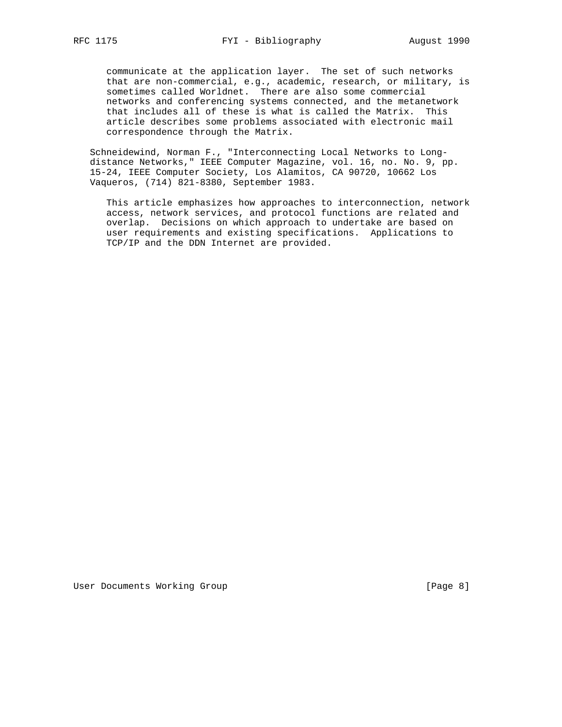communicate at the application layer. The set of such networks that are non-commercial, e.g., academic, research, or military, is sometimes called Worldnet. There are also some commercial networks and conferencing systems connected, and the metanetwork that includes all of these is what is called the Matrix. This article describes some problems associated with electronic mail correspondence through the Matrix.

Schneidewind, Norman F., "Interconnecting Local Networks to Long-distance Networks," IEEE Computer Magazine, vol. 16, no. No. 9, pp. 15-24, IEEE Computer Society, Los Alamitos, CA 90720, 10662 Los Vaqueros, (714) 821-8380, September 1983.

This article emphasizes how approaches to interconnection, network access, network services, and protocol functions are related and overlap. Decisions on which approach to undertake are based on user requirements and existing specifications. Applications to TCP/IP and the DDN Internet are provided.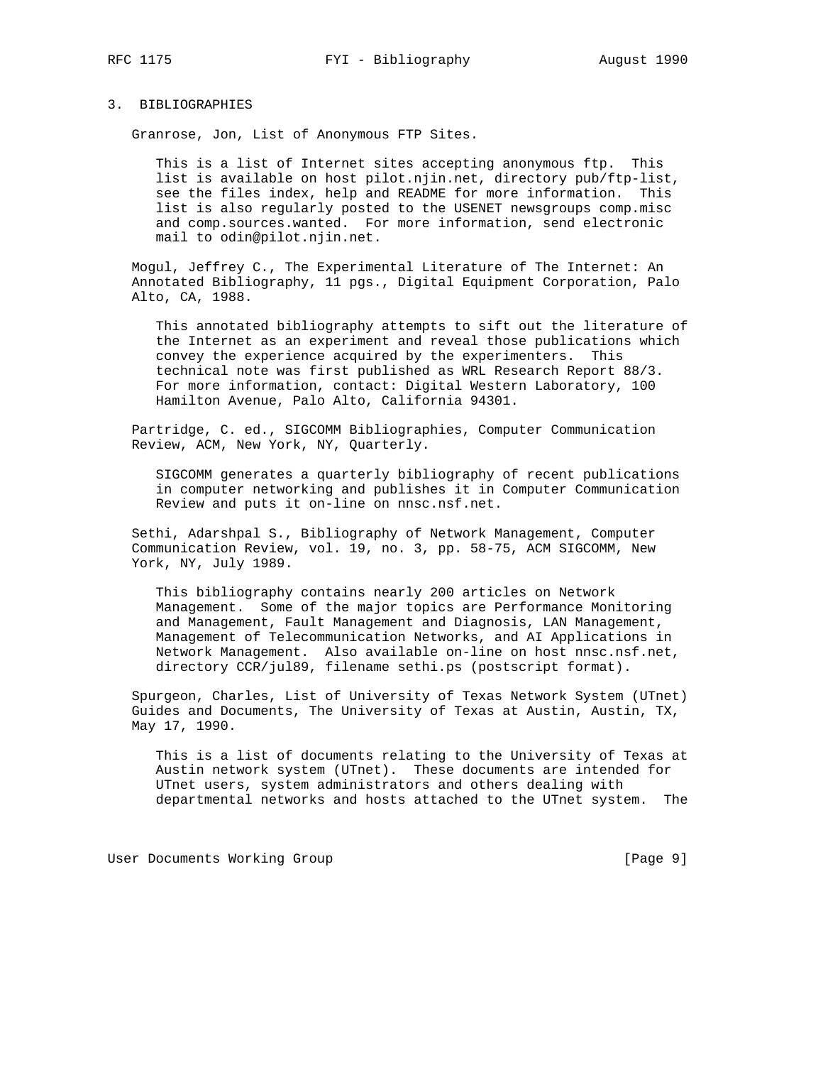## 3. BIBLIOGRAPHIES

Granrose, Jon, List of Anonymous FTP Sites.

> This is a list of Internet sites accepting anonymous ftp. This list is available on host pilot.njin.net, directory pub/ftp-list, see the files index, help and README for more information. This list is also regularly posted to the USENET newsgroups comp.misc and comp.sources.wanted. For more information, send electronic mail to odin@pilot.njin.net.

Mogul, Jeffrey C., The Experimental Literature of The Internet: An Annotated Bibliography, 11 pgs., Digital Equipment Corporation, Palo Alto, CA, 1988.

> This annotated bibliography attempts to sift out the literature of the Internet as an experiment and reveal those publications which convey the experience acquired by the experimenters. This technical note was first published as WRL Research Report 88/3. For more information, contact: Digital Western Laboratory, 100 Hamilton Avenue, Palo Alto, California 94301.

Partridge, C. ed., SIGCOMM Bibliographies, Computer Communication Review, ACM, New York, NY, Quarterly.

> SIGCOMM generates a quarterly bibliography of recent publications in computer networking and publishes it in Computer Communication Review and puts it on-line on nnsc.nsf.net.

Sethi, Adarshpal S., Bibliography of Network Management, Computer Communication Review, vol. 19, no. 3, pp. 58-75, ACM SIGCOMM, New York, NY, July 1989.

> This bibliography contains nearly 200 articles on Network Management. Some of the major topics are Performance Monitoring and Management, Fault Management and Diagnosis, LAN Management, Management of Telecommunication Networks, and AI Applications in Network Management. Also available on-line on host nnsc.nsf.net, directory CCR/jul89, filename sethi.ps (postscript format).

Spurgeon, Charles, List of University of Texas Network System (UTnet) Guides and Documents, The University of Texas at Austin, Austin, TX, May 17, 1990.

> This is a list of documents relating to the University of Texas at Austin network system (UTnet). These documents are intended for UTnet users, system administrators and others dealing with departmental networks and hosts attached to the UTnet system. The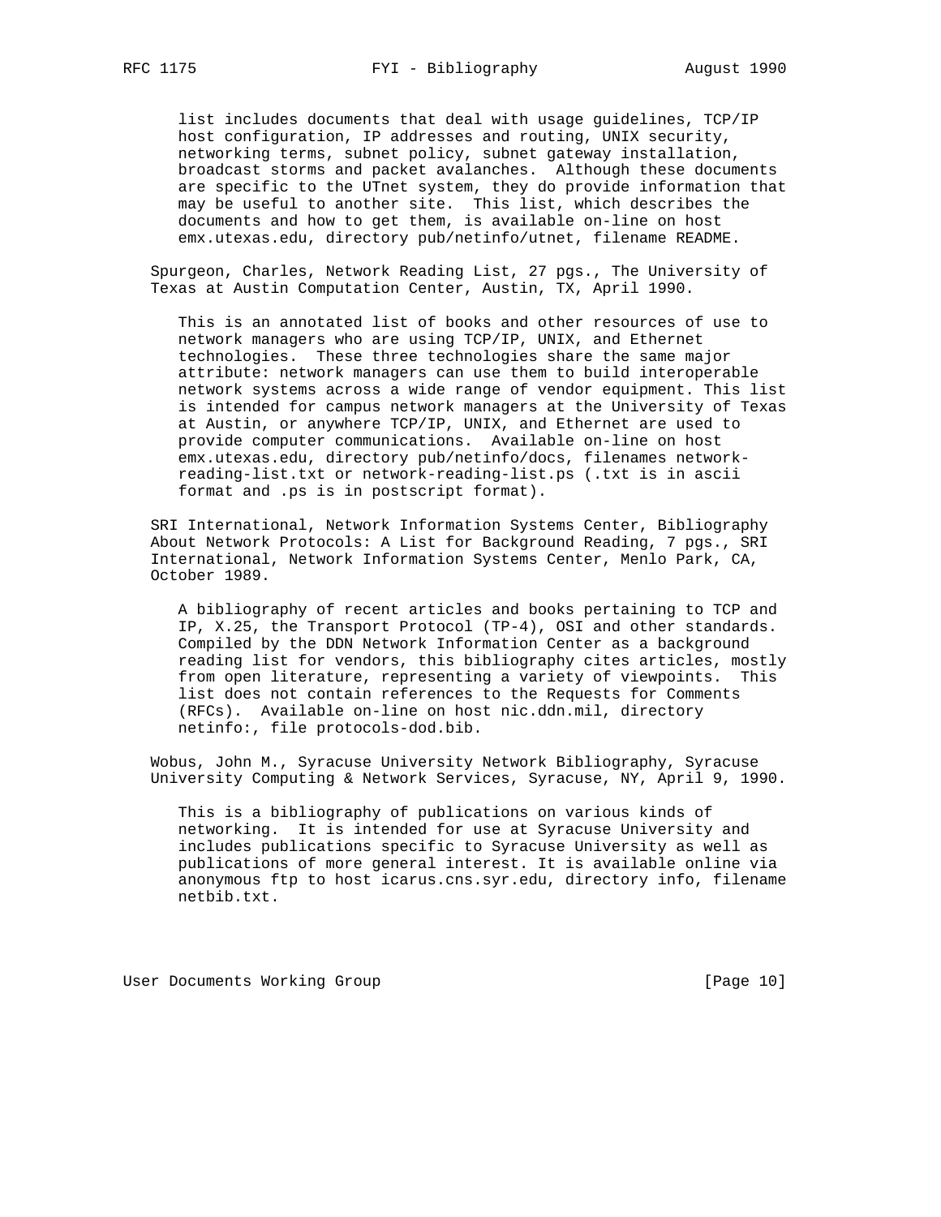list includes documents that deal with usage guidelines, TCP/IP host configuration, IP addresses and routing, UNIX security, networking terms, subnet policy, subnet gateway installation, broadcast storms and packet avalanches. Although these documents are specific to the UTnet system, they do provide information that may be useful to another site. This list, which describes the documents and how to get them, is available on-line on host emx.utexas.edu, directory pub/netinfo/utnet, filename README.

Spurgeon, Charles, Network Reading List, 27 pgs., The University of Texas at Austin Computation Center, Austin, TX, April 1990.

This is an annotated list of books and other resources of use to network managers who are using TCP/IP, UNIX, and Ethernet technologies. These three technologies share the same major attribute: network managers can use them to build interoperable network systems across a wide range of vendor equipment. This list is intended for campus network managers at the University of Texas at Austin, or anywhere TCP/IP, UNIX, and Ethernet are used to provide computer communications. Available on-line on host emx.utexas.edu, directory pub/netinfo/docs, filenames network-reading-list.txt or network-reading-list.ps (.txt is in ascii format and .ps is in postscript format).

SRI International, Network Information Systems Center, Bibliography About Network Protocols: A List for Background Reading, 7 pgs., SRI International, Network Information Systems Center, Menlo Park, CA, October 1989.

A bibliography of recent articles and books pertaining to TCP and IP, X.25, the Transport Protocol (TP-4), OSI and other standards. Compiled by the DDN Network Information Center as a background reading list for vendors, this bibliography cites articles, mostly from open literature, representing a variety of viewpoints. This list does not contain references to the Requests for Comments (RFCs). Available on-line on host nic.ddn.mil, directory netinfo:, file protocols-dod.bib.

Wobus, John M., Syracuse University Network Bibliography, Syracuse University Computing & Network Services, Syracuse, NY, April 9, 1990.

This is a bibliography of publications on various kinds of networking. It is intended for use at Syracuse University and includes publications specific to Syracuse University as well as publications of more general interest. It is available online via anonymous ftp to host icarus.cns.syr.edu, directory info, filename netbib.txt.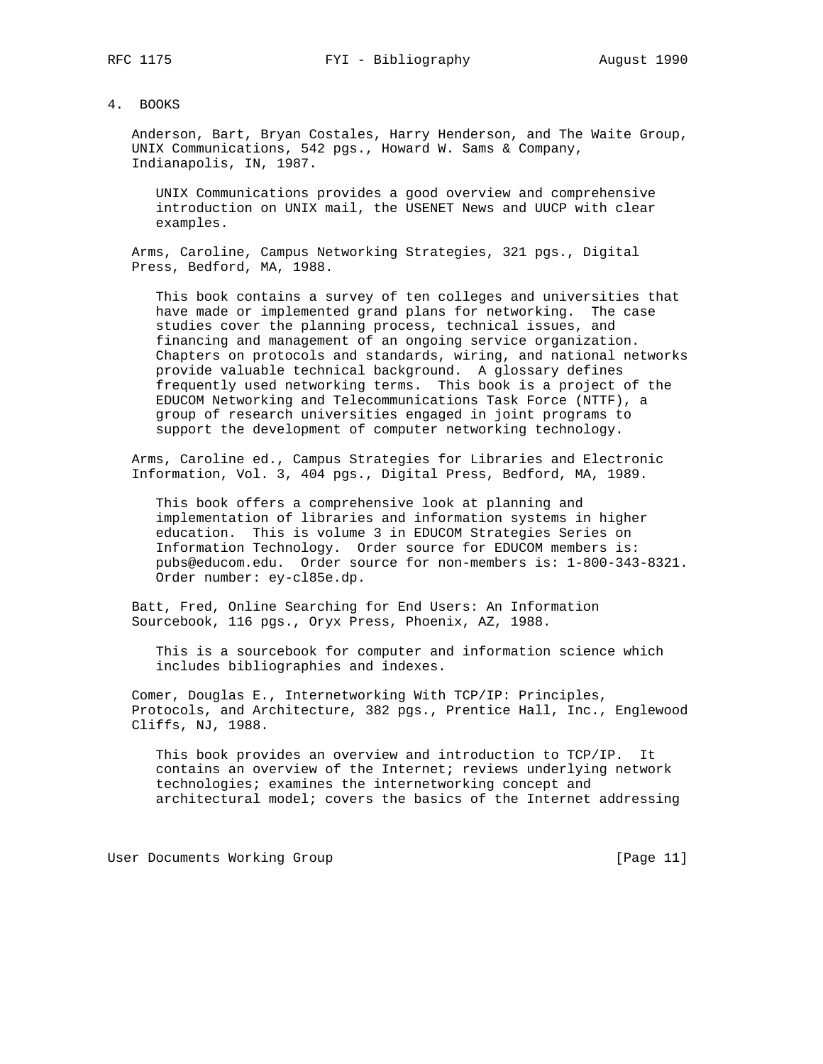## 4. BOOKS

Anderson, Bart, Bryan Costales, Harry Henderson, and The Waite Group, UNIX Communications, 542 pgs., Howard W. Sams & Company, Indianapolis, IN, 1987.

> UNIX Communications provides a good overview and comprehensive introduction on UNIX mail, the USENET News and UUCP with clear examples.

Arms, Caroline, Campus Networking Strategies, 321 pgs., Digital Press, Bedford, MA, 1988.

> This book contains a survey of ten colleges and universities that have made or implemented grand plans for networking. The case studies cover the planning process, technical issues, and financing and management of an ongoing service organization. Chapters on protocols and standards, wiring, and national networks provide valuable technical background. A glossary defines frequently used networking terms. This book is a project of the EDUCOM Networking and Telecommunications Task Force (NTTF), a group of research universities engaged in joint programs to support the development of computer networking technology.

Arms, Caroline ed., Campus Strategies for Libraries and Electronic Information, Vol. 3, 404 pgs., Digital Press, Bedford, MA, 1989.

> This book offers a comprehensive look at planning and implementation of libraries and information systems in higher education. This is volume 3 in EDUCOM Strategies Series on Information Technology. Order source for EDUCOM members is: pubs@educom.edu. Order source for non-members is: 1-800-343-8321. Order number: ey-cl85e.dp.

Batt, Fred, Online Searching for End Users: An Information Sourcebook, 116 pgs., Oryx Press, Phoenix, AZ, 1988.

> This is a sourcebook for computer and information science which includes bibliographies and indexes.

Comer, Douglas E., Internetworking With TCP/IP: Principles, Protocols, and Architecture, 382 pgs., Prentice Hall, Inc., Englewood Cliffs, NJ, 1988.

> This book provides an overview and introduction to TCP/IP. It contains an overview of the Internet; reviews underlying network technologies; examines the internetworking concept and architectural model; covers the basics of the Internet addressing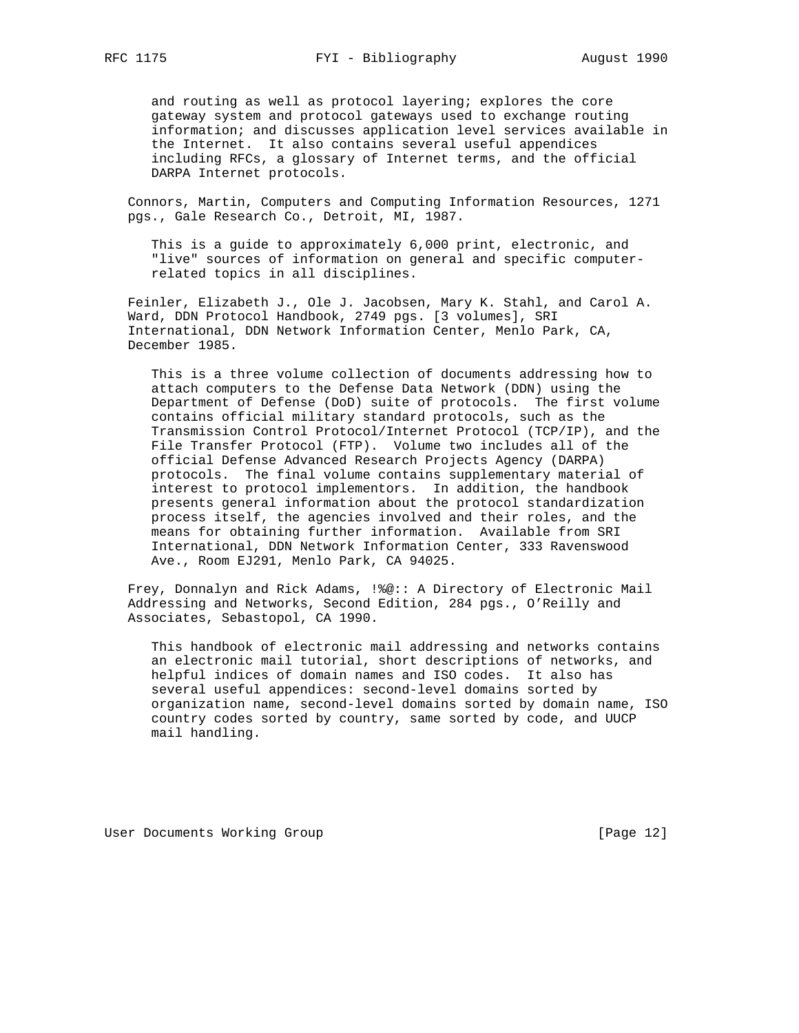and routing as well as protocol layering; explores the core gateway system and protocol gateways used to exchange routing information; and discusses application level services available in the Internet. It also contains several useful appendices including RFCs, a glossary of Internet terms, and the official DARPA Internet protocols.

Connors, Martin, Computers and Computing Information Resources, 1271 pgs., Gale Research Co., Detroit, MI, 1987.

This is a guide to approximately 6,000 print, electronic, and "live" sources of information on general and specific computer-related topics in all disciplines.

Feinler, Elizabeth J., Ole J. Jacobsen, Mary K. Stahl, and Carol A. Ward, DDN Protocol Handbook, 2749 pgs. [3 volumes], SRI International, DDN Network Information Center, Menlo Park, CA, December 1985.

This is a three volume collection of documents addressing how to attach computers to the Defense Data Network (DDN) using the Department of Defense (DoD) suite of protocols. The first volume contains official military standard protocols, such as the Transmission Control Protocol/Internet Protocol (TCP/IP), and the File Transfer Protocol (FTP). Volume two includes all of the official Defense Advanced Research Projects Agency (DARPA) protocols. The final volume contains supplementary material of interest to protocol implementors. In addition, the handbook presents general information about the protocol standardization process itself, the agencies involved and their roles, and the means for obtaining further information. Available from SRI International, DDN Network Information Center, 333 Ravenswood Ave., Room EJ291, Menlo Park, CA 94025.

Frey, Donnalyn and Rick Adams, !%@:: A Directory of Electronic Mail Addressing and Networks, Second Edition, 284 pgs., O'Reilly and Associates, Sebastopol, CA 1990.

This handbook of electronic mail addressing and networks contains an electronic mail tutorial, short descriptions of networks, and helpful indices of domain names and ISO codes. It also has several useful appendices: second-level domains sorted by organization name, second-level domains sorted by domain name, ISO country codes sorted by country, same sorted by code, and UUCP mail handling.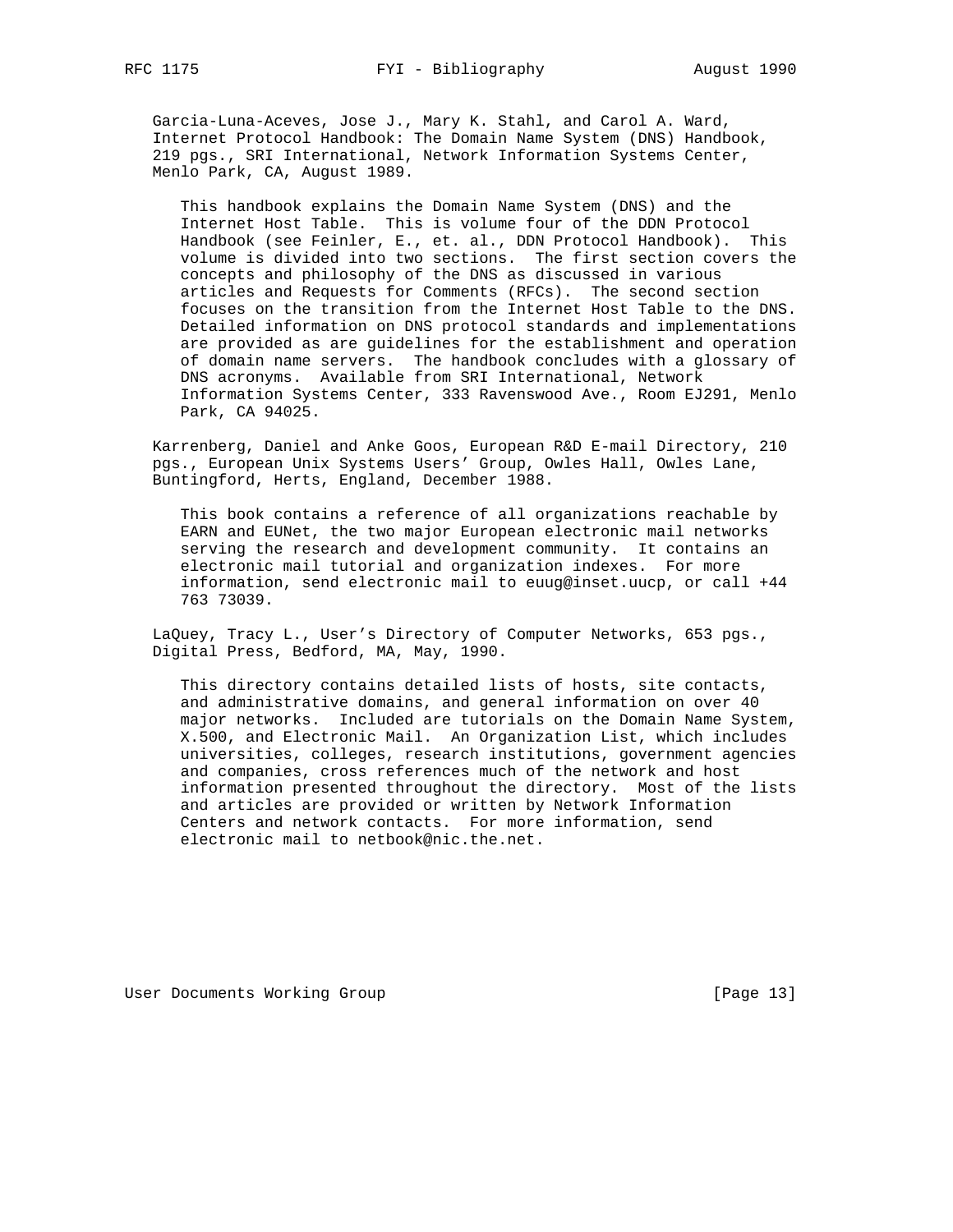Garcia-Luna-Aceves, Jose J., Mary K. Stahl, and Carol A. Ward, Internet Protocol Handbook: The Domain Name System (DNS) Handbook, 219 pgs., SRI International, Network Information Systems Center, Menlo Park, CA, August 1989.

This handbook explains the Domain Name System (DNS) and the Internet Host Table. This is volume four of the DDN Protocol Handbook (see Feinler, E., et. al., DDN Protocol Handbook). This volume is divided into two sections. The first section covers the concepts and philosophy of the DNS as discussed in various articles and Requests for Comments (RFCs). The second section focuses on the transition from the Internet Host Table to the DNS. Detailed information on DNS protocol standards and implementations are provided as are guidelines for the establishment and operation of domain name servers. The handbook concludes with a glossary of DNS acronyms. Available from SRI International, Network Information Systems Center, 333 Ravenswood Ave., Room EJ291, Menlo Park, CA 94025.

Karrenberg, Daniel and Anke Goos, European R&D E-mail Directory, 210 pgs., European Unix Systems Users' Group, Owles Hall, Owles Lane, Buntingford, Herts, England, December 1988.

This book contains a reference of all organizations reachable by EARN and EUNet, the two major European electronic mail networks serving the research and development community. It contains an electronic mail tutorial and organization indexes. For more information, send electronic mail to euug@inset.uucp, or call +44 763 73039.

LaQuey, Tracy L., User's Directory of Computer Networks, 653 pgs., Digital Press, Bedford, MA, May, 1990.

This directory contains detailed lists of hosts, site contacts, and administrative domains, and general information on over 40 major networks. Included are tutorials on the Domain Name System, X.500, and Electronic Mail. An Organization List, which includes universities, colleges, research institutions, government agencies and companies, cross references much of the network and host information presented throughout the directory. Most of the lists and articles are provided or written by Network Information Centers and network contacts. For more information, send electronic mail to netbook@nic.the.net.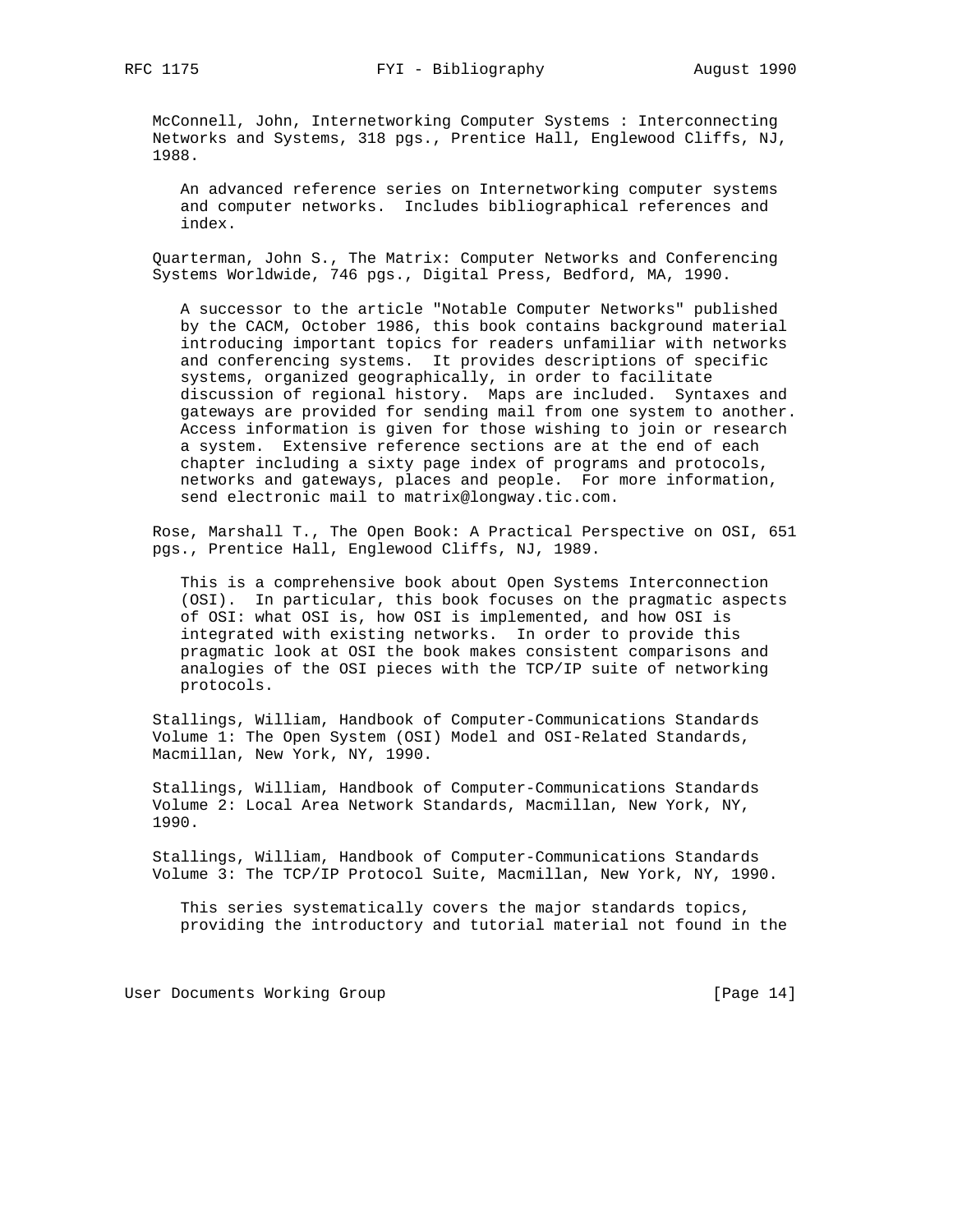McConnell, John, Internetworking Computer Systems : Interconnecting Networks and Systems, 318 pgs., Prentice Hall, Englewood Cliffs, NJ, 1988.

> An advanced reference series on Internetworking computer systems and computer networks. Includes bibliographical references and index.

Quarterman, John S., The Matrix: Computer Networks and Conferencing Systems Worldwide, 746 pgs., Digital Press, Bedford, MA, 1990.

> A successor to the article "Notable Computer Networks" published by the CACM, October 1986, this book contains background material introducing important topics for readers unfamiliar with networks and conferencing systems. It provides descriptions of specific systems, organized geographically, in order to facilitate discussion of regional history. Maps are included. Syntaxes and gateways are provided for sending mail from one system to another. Access information is given for those wishing to join or research a system. Extensive reference sections are at the end of each chapter including a sixty page index of programs and protocols, networks and gateways, places and people. For more information, send electronic mail to matrix@longway.tic.com.

Rose, Marshall T., The Open Book: A Practical Perspective on OSI, 651 pgs., Prentice Hall, Englewood Cliffs, NJ, 1989.

> This is a comprehensive book about Open Systems Interconnection (OSI). In particular, this book focuses on the pragmatic aspects of OSI: what OSI is, how OSI is implemented, and how OSI is integrated with existing networks. In order to provide this pragmatic look at OSI the book makes consistent comparisons and analogies of the OSI pieces with the TCP/IP suite of networking protocols.

Stallings, William, Handbook of Computer-Communications Standards Volume 1: The Open System (OSI) Model and OSI-Related Standards, Macmillan, New York, NY, 1990.

Stallings, William, Handbook of Computer-Communications Standards Volume 2: Local Area Network Standards, Macmillan, New York, NY, 1990.

Stallings, William, Handbook of Computer-Communications Standards Volume 3: The TCP/IP Protocol Suite, Macmillan, New York, NY, 1990.

> This series systematically covers the major standards topics, providing the introductory and tutorial material not found in the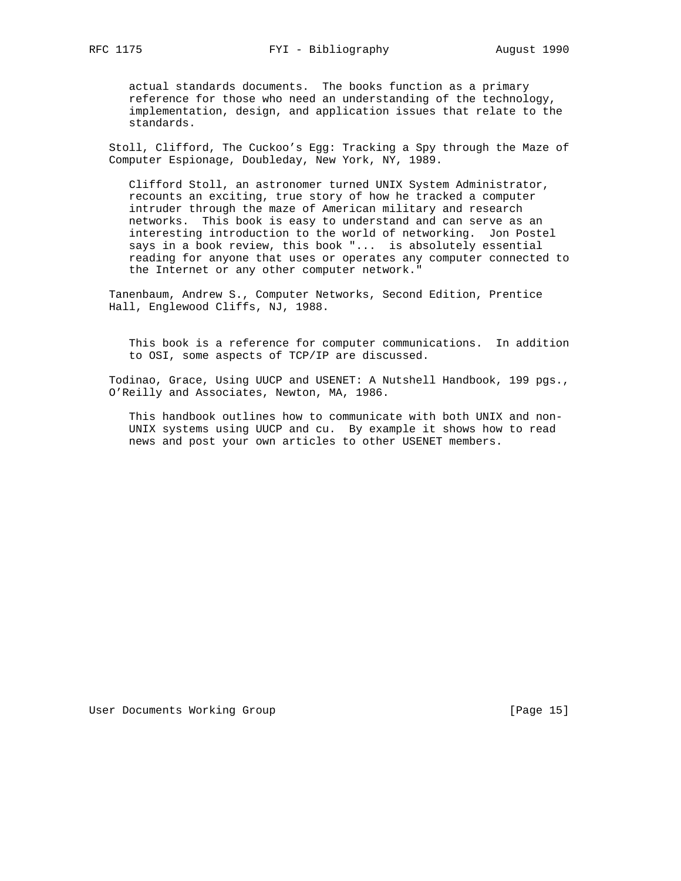actual standards documents. The books function as a primary reference for those who need an understanding of the technology, implementation, design, and application issues that relate to the standards.

Stoll, Clifford, The Cuckoo's Egg: Tracking a Spy through the Maze of Computer Espionage, Doubleday, New York, NY, 1989.

Clifford Stoll, an astronomer turned UNIX System Administrator, recounts an exciting, true story of how he tracked a computer intruder through the maze of American military and research networks. This book is easy to understand and can serve as an interesting introduction to the world of networking. Jon Postel says in a book review, this book "... is absolutely essential reading for anyone that uses or operates any computer connected to the Internet or any other computer network."

Tanenbaum, Andrew S., Computer Networks, Second Edition, Prentice Hall, Englewood Cliffs, NJ, 1988.

This book is a reference for computer communications. In addition to OSI, some aspects of TCP/IP are discussed.

Todinao, Grace, Using UUCP and USENET: A Nutshell Handbook, 199 pgs., O'Reilly and Associates, Newton, MA, 1986.

This handbook outlines how to communicate with both UNIX and non-UNIX systems using UUCP and cu. By example it shows how to read news and post your own articles to other USENET members.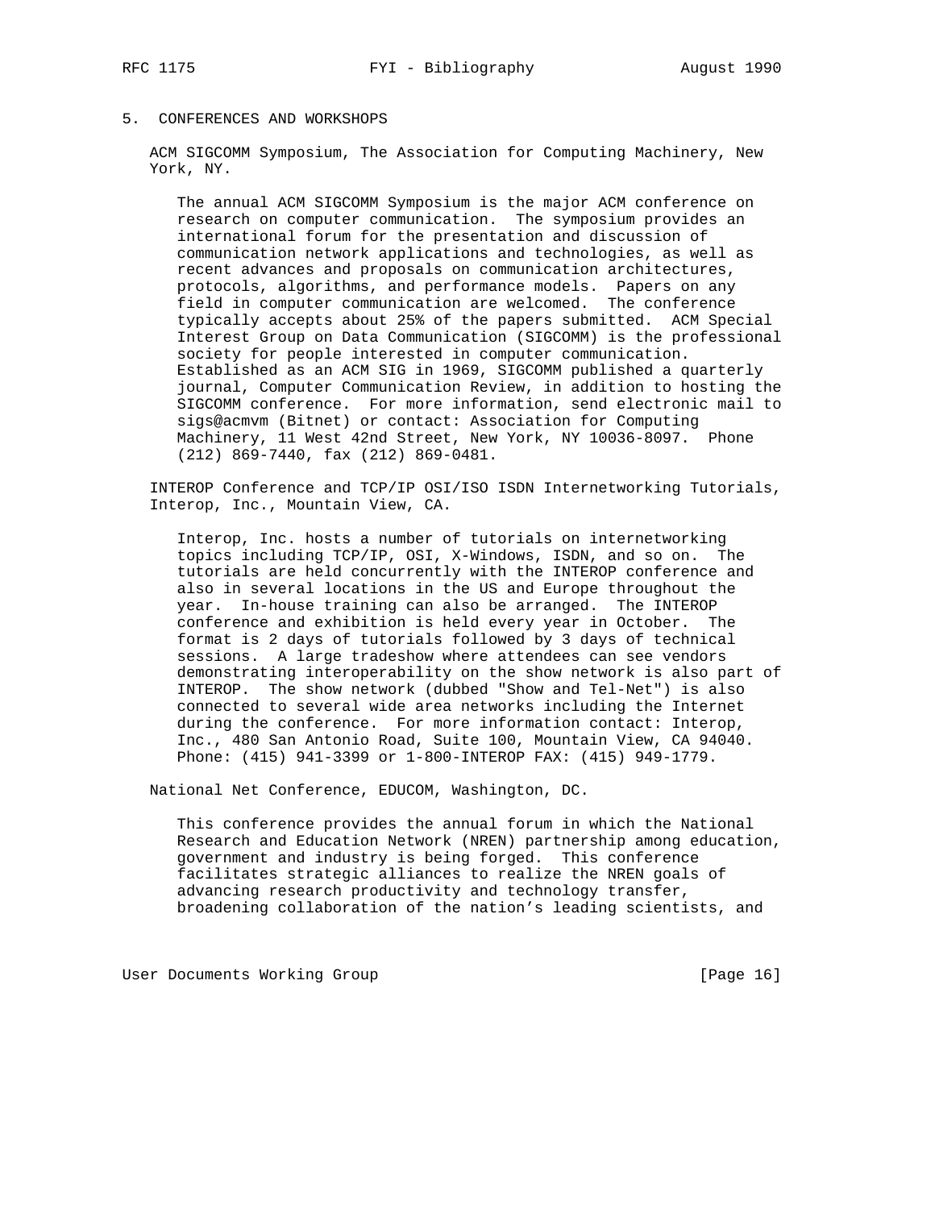## 5. CONFERENCES AND WORKSHOPS

ACM SIGCOMM Symposium, The Association for Computing Machinery, New York, NY.

The annual ACM SIGCOMM Symposium is the major ACM conference on research on computer communication. The symposium provides an international forum for the presentation and discussion of communication network applications and technologies, as well as recent advances and proposals on communication architectures, protocols, algorithms, and performance models. Papers on any field in computer communication are welcomed. The conference typically accepts about 25% of the papers submitted. ACM Special Interest Group on Data Communication (SIGCOMM) is the professional society for people interested in computer communication. Established as an ACM SIG in 1969, SIGCOMM published a quarterly journal, Computer Communication Review, in addition to hosting the SIGCOMM conference. For more information, send electronic mail to sigs@acmvm (Bitnet) or contact: Association for Computing Machinery, 11 West 42nd Street, New York, NY 10036-8097. Phone (212) 869-7440, fax (212) 869-0481.

INTEROP Conference and TCP/IP OSI/ISO ISDN Internetworking Tutorials, Interop, Inc., Mountain View, CA.

Interop, Inc. hosts a number of tutorials on internetworking topics including TCP/IP, OSI, X-Windows, ISDN, and so on. The tutorials are held concurrently with the INTEROP conference and also in several locations in the US and Europe throughout the year. In-house training can also be arranged. The INTEROP conference and exhibition is held every year in October. The format is 2 days of tutorials followed by 3 days of technical sessions. A large tradeshow where attendees can see vendors demonstrating interoperability on the show network is also part of INTEROP. The show network (dubbed "Show and Tel-Net") is also connected to several wide area networks including the Internet during the conference. For more information contact: Interop, Inc., 480 San Antonio Road, Suite 100, Mountain View, CA 94040. Phone: (415) 941-3399 or 1-800-INTEROP FAX: (415) 949-1779.

National Net Conference, EDUCOM, Washington, DC.

This conference provides the annual forum in which the National Research and Education Network (NREN) partnership among education, government and industry is being forged. This conference facilitates strategic alliances to realize the NREN goals of advancing research productivity and technology transfer, broadening collaboration of the nation’s leading scientists, and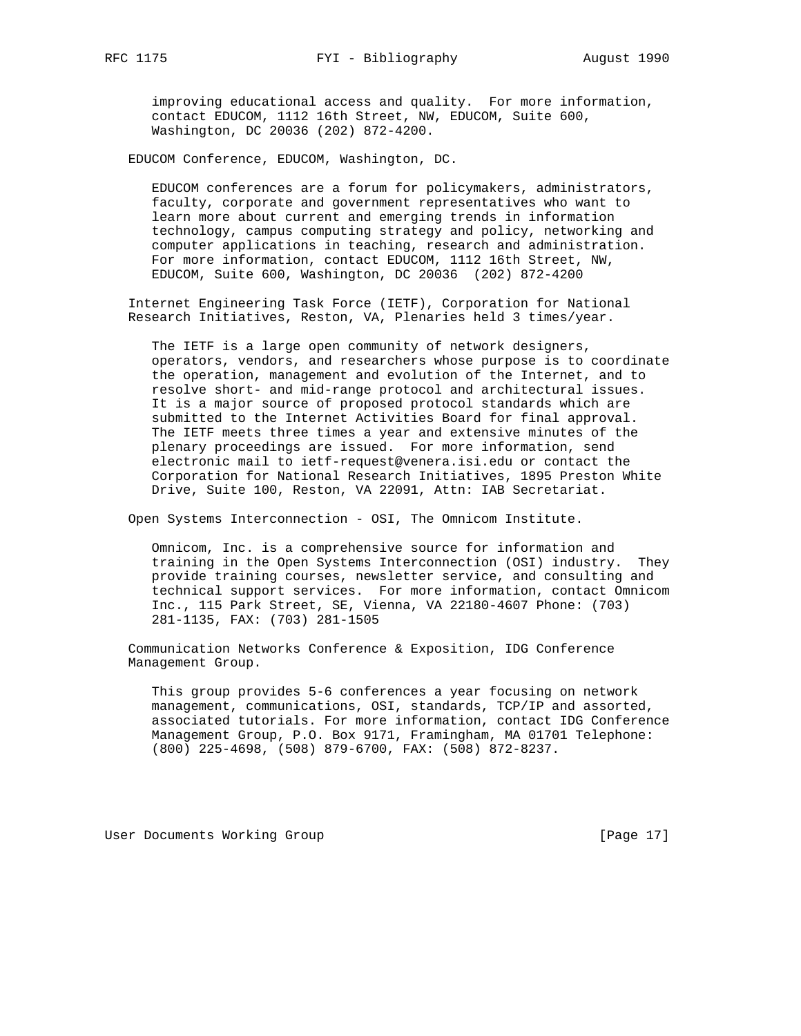improving educational access and quality. For more information, contact EDUCOM, 1112 16th Street, NW, EDUCOM, Suite 600, Washington, DC 20036 (202) 872-4200.

EDUCOM Conference, EDUCOM, Washington, DC.

EDUCOM conferences are a forum for policymakers, administrators, faculty, corporate and government representatives who want to learn more about current and emerging trends in information technology, campus computing strategy and policy, networking and computer applications in teaching, research and administration. For more information, contact EDUCOM, 1112 16th Street, NW, EDUCOM, Suite 600, Washington, DC 20036 (202) 872-4200

Internet Engineering Task Force (IETF), Corporation for National Research Initiatives, Reston, VA, Plenaries held 3 times/year.

The IETF is a large open community of network designers, operators, vendors, and researchers whose purpose is to coordinate the operation, management and evolution of the Internet, and to resolve short- and mid-range protocol and architectural issues. It is a major source of proposed protocol standards which are submitted to the Internet Activities Board for final approval. The IETF meets three times a year and extensive minutes of the plenary proceedings are issued. For more information, send electronic mail to ietf-request@venera.isi.edu or contact the Corporation for National Research Initiatives, 1895 Preston White Drive, Suite 100, Reston, VA 22091, Attn: IAB Secretariat.

Open Systems Interconnection - OSI, The Omnicom Institute.

Omnicom, Inc. is a comprehensive source for information and training in the Open Systems Interconnection (OSI) industry. They provide training courses, newsletter service, and consulting and technical support services. For more information, contact Omnicom Inc., 115 Park Street, SE, Vienna, VA 22180-4607 Phone: (703) 281-1135, FAX: (703) 281-1505

Communication Networks Conference & Exposition, IDG Conference Management Group.

This group provides 5-6 conferences a year focusing on network management, communications, OSI, standards, TCP/IP and assorted, associated tutorials. For more information, contact IDG Conference Management Group, P.O. Box 9171, Framingham, MA 01701 Telephone: (800) 225-4698, (508) 879-6700, FAX: (508) 872-8237.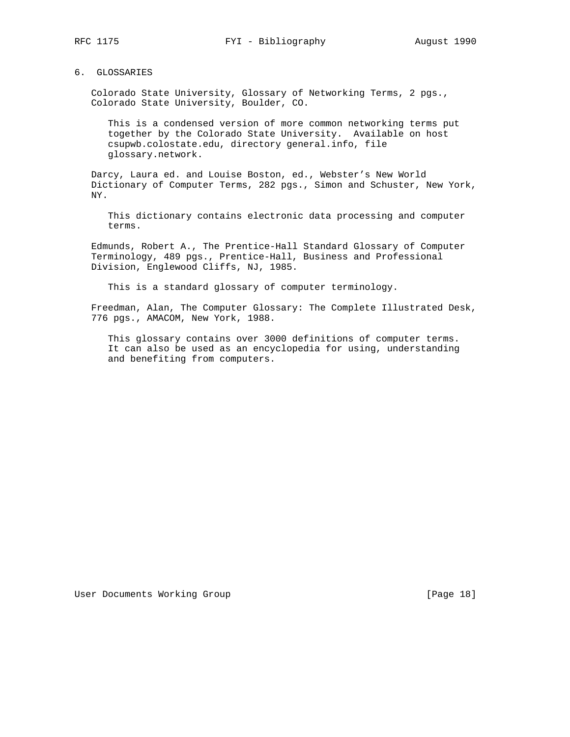## 6. GLOSSARIES

Colorado State University, Glossary of Networking Terms, 2 pgs., Colorado State University, Boulder, CO.

> This is a condensed version of more common networking terms put together by the Colorado State University. Available on host csupwb.colostate.edu, directory general.info, file glossary.network.

Darcy, Laura ed. and Louise Boston, ed., Webster's New World Dictionary of Computer Terms, 282 pgs., Simon and Schuster, New York, NY.

> This dictionary contains electronic data processing and computer terms.

Edmunds, Robert A., The Prentice-Hall Standard Glossary of Computer Terminology, 489 pgs., Prentice-Hall, Business and Professional Division, Englewood Cliffs, NJ, 1985.

> This is a standard glossary of computer terminology.

Freedman, Alan, The Computer Glossary: The Complete Illustrated Desk, 776 pgs., AMACOM, New York, 1988.

> This glossary contains over 3000 definitions of computer terms. It can also be used as an encyclopedia for using, understanding and benefiting from computers.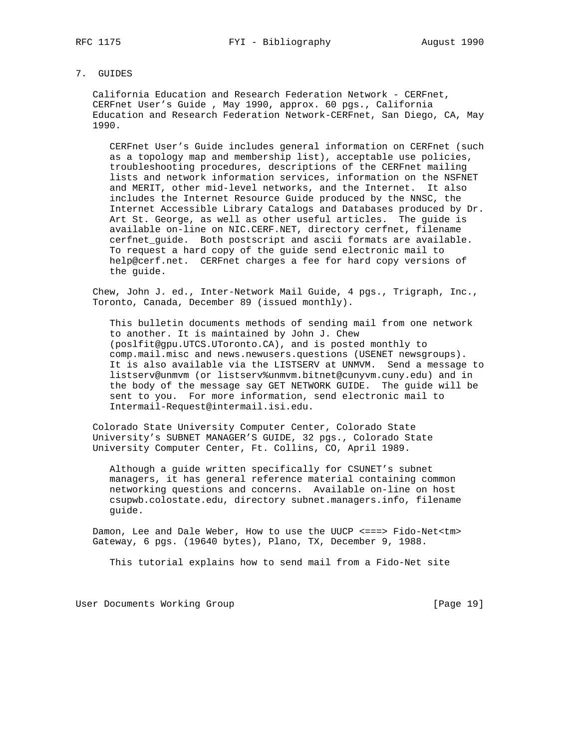## 7. GUIDES

California Education and Research Federation Network - CERFnet, CERFnet User's Guide , May 1990, approx. 60 pgs., California Education and Research Federation Network-CERFnet, San Diego, CA, May 1990.

> CERFnet User's Guide includes general information on CERFnet (such as a topology map and membership list), acceptable use policies, troubleshooting procedures, descriptions of the CERFnet mailing lists and network information services, information on the NSFNET and MERIT, other mid-level networks, and the Internet. It also includes the Internet Resource Guide produced by the NNSC, the Internet Accessible Library Catalogs and Databases produced by Dr. Art St. George, as well as other useful articles. The guide is available on-line on NIC.CERF.NET, directory cerfnet, filename cerfnet_guide. Both postscript and ascii formats are available. To request a hard copy of the guide send electronic mail to help@cerf.net. CERFnet charges a fee for hard copy versions of the guide.

Chew, John J. ed., Inter-Network Mail Guide, 4 pgs., Trigraph, Inc., Toronto, Canada, December 89 (issued monthly).

> This bulletin documents methods of sending mail from one network to another. It is maintained by John J. Chew (poslfit@gpu.UTCS.UToronto.CA), and is posted monthly to comp.mail.misc and news.newusers.questions (USENET newsgroups). It is also available via the LISTSERV at UNMVM. Send a message to listserv@unmvm (or listserv%unmvm.bitnet@cunyvm.cuny.edu) and in the body of the message say GET NETWORK GUIDE. The guide will be sent to you. For more information, send electronic mail to Intermail-Request@intermail.isi.edu.

Colorado State University Computer Center, Colorado State University's SUBNET MANAGER'S GUIDE, 32 pgs., Colorado State University Computer Center, Ft. Collins, CO, April 1989.

> Although a guide written specifically for CSUNET's subnet managers, it has general reference material containing common networking questions and concerns. Available on-line on host csupwb.colostate.edu, directory subnet.managers.info, filename guide.

Damon, Lee and Dale Weber, How to use the UUCP <===> Fido-Net<tm> Gateway, 6 pgs. (19640 bytes), Plano, TX, December 9, 1988.

> This tutorial explains how to send mail from a Fido-Net site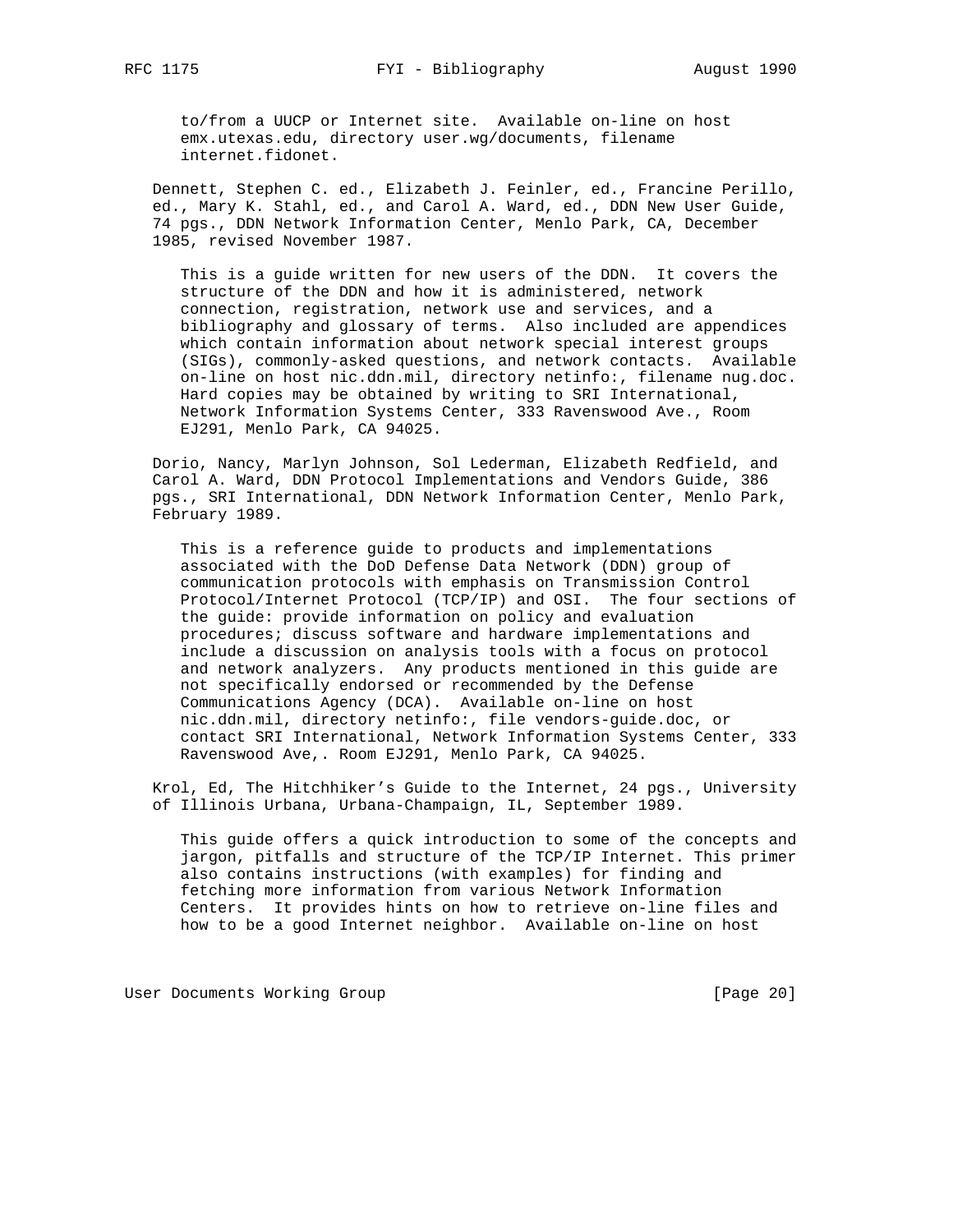to/from a UUCP or Internet site. Available on-line on host emx.utexas.edu, directory user.wg/documents, filename internet.fidonet.

Dennett, Stephen C. ed., Elizabeth J. Feinler, ed., Francine Perillo, ed., Mary K. Stahl, ed., and Carol A. Ward, ed., DDN New User Guide, 74 pgs., DDN Network Information Center, Menlo Park, CA, December 1985, revised November 1987.

This is a guide written for new users of the DDN. It covers the structure of the DDN and how it is administered, network connection, registration, network use and services, and a bibliography and glossary of terms. Also included are appendices which contain information about network special interest groups (SIGs), commonly-asked questions, and network contacts. Available on-line on host nic.ddn.mil, directory netinfo:, filename nug.doc. Hard copies may be obtained by writing to SRI International, Network Information Systems Center, 333 Ravenswood Ave., Room EJ291, Menlo Park, CA 94025.

Dorio, Nancy, Marlyn Johnson, Sol Lederman, Elizabeth Redfield, and Carol A. Ward, DDN Protocol Implementations and Vendors Guide, 386 pgs., SRI International, DDN Network Information Center, Menlo Park, February 1989.

This is a reference guide to products and implementations associated with the DoD Defense Data Network (DDN) group of communication protocols with emphasis on Transmission Control Protocol/Internet Protocol (TCP/IP) and OSI. The four sections of the guide: provide information on policy and evaluation procedures; discuss software and hardware implementations and include a discussion on analysis tools with a focus on protocol and network analyzers. Any products mentioned in this guide are not specifically endorsed or recommended by the Defense Communications Agency (DCA). Available on-line on host nic.ddn.mil, directory netinfo:, file vendors-guide.doc, or contact SRI International, Network Information Systems Center, 333 Ravenswood Ave,. Room EJ291, Menlo Park, CA 94025.

Krol, Ed, The Hitchhiker's Guide to the Internet, 24 pgs., University of Illinois Urbana, Urbana-Champaign, IL, September 1989.

This guide offers a quick introduction to some of the concepts and jargon, pitfalls and structure of the TCP/IP Internet. This primer also contains instructions (with examples) for finding and fetching more information from various Network Information Centers. It provides hints on how to retrieve on-line files and how to be a good Internet neighbor. Available on-line on host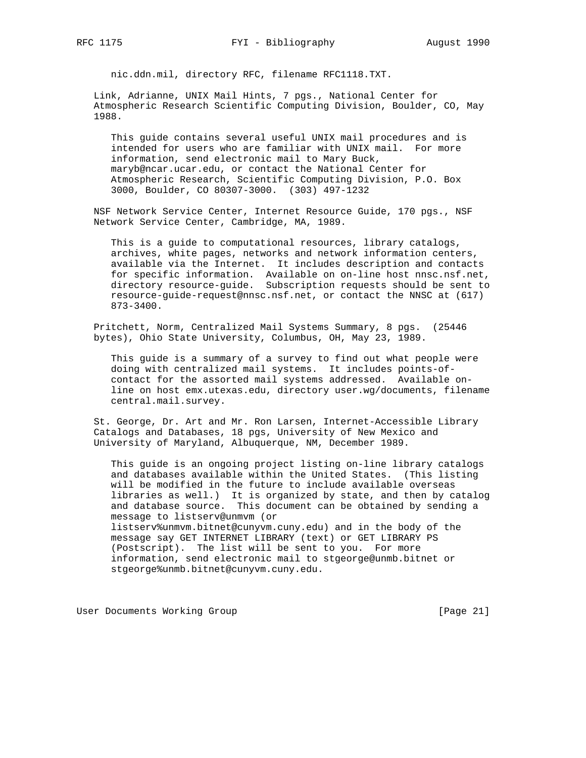nic.ddn.mil, directory RFC, filename RFC1118.TXT.

Link, Adrianne, UNIX Mail Hints, 7 pgs., National Center for Atmospheric Research Scientific Computing Division, Boulder, CO, May 1988.

This guide contains several useful UNIX mail procedures and is intended for users who are familiar with UNIX mail. For more information, send electronic mail to Mary Buck, maryb@ncar.ucar.edu, or contact the National Center for Atmospheric Research, Scientific Computing Division, P.O. Box 3000, Boulder, CO 80307-3000. (303) 497-1232

NSF Network Service Center, Internet Resource Guide, 170 pgs., NSF Network Service Center, Cambridge, MA, 1989.

This is a guide to computational resources, library catalogs, archives, white pages, networks and network information centers, available via the Internet. It includes description and contacts for specific information. Available on on-line host nnsc.nsf.net, directory resource-guide. Subscription requests should be sent to resource-guide-request@nnsc.nsf.net, or contact the NNSC at (617) 873-3400.

Pritchett, Norm, Centralized Mail Systems Summary, 8 pgs. (25446 bytes), Ohio State University, Columbus, OH, May 23, 1989.

This guide is a summary of a survey to find out what people were doing with centralized mail systems. It includes points-of-contact for the assorted mail systems addressed. Available on-line on host emx.utexas.edu, directory user.wg/documents, filename central.mail.survey.

St. George, Dr. Art and Mr. Ron Larsen, Internet-Accessible Library Catalogs and Databases, 18 pgs, University of New Mexico and University of Maryland, Albuquerque, NM, December 1989.

This guide is an ongoing project listing on-line library catalogs and databases available within the United States. (This listing will be modified in the future to include available overseas libraries as well.) It is organized by state, and then by catalog and database source. This document can be obtained by sending a message to listserv@unmvm (or listserv%unmvm.bitnet@cunyvm.cuny.edu) and in the body of the message say GET INTERNET LIBRARY (text) or GET LIBRARY PS (Postscript). The list will be sent to you. For more information, send electronic mail to stgeorge@unmb.bitnet or stgeorge%unmb.bitnet@cunyvm.cuny.edu.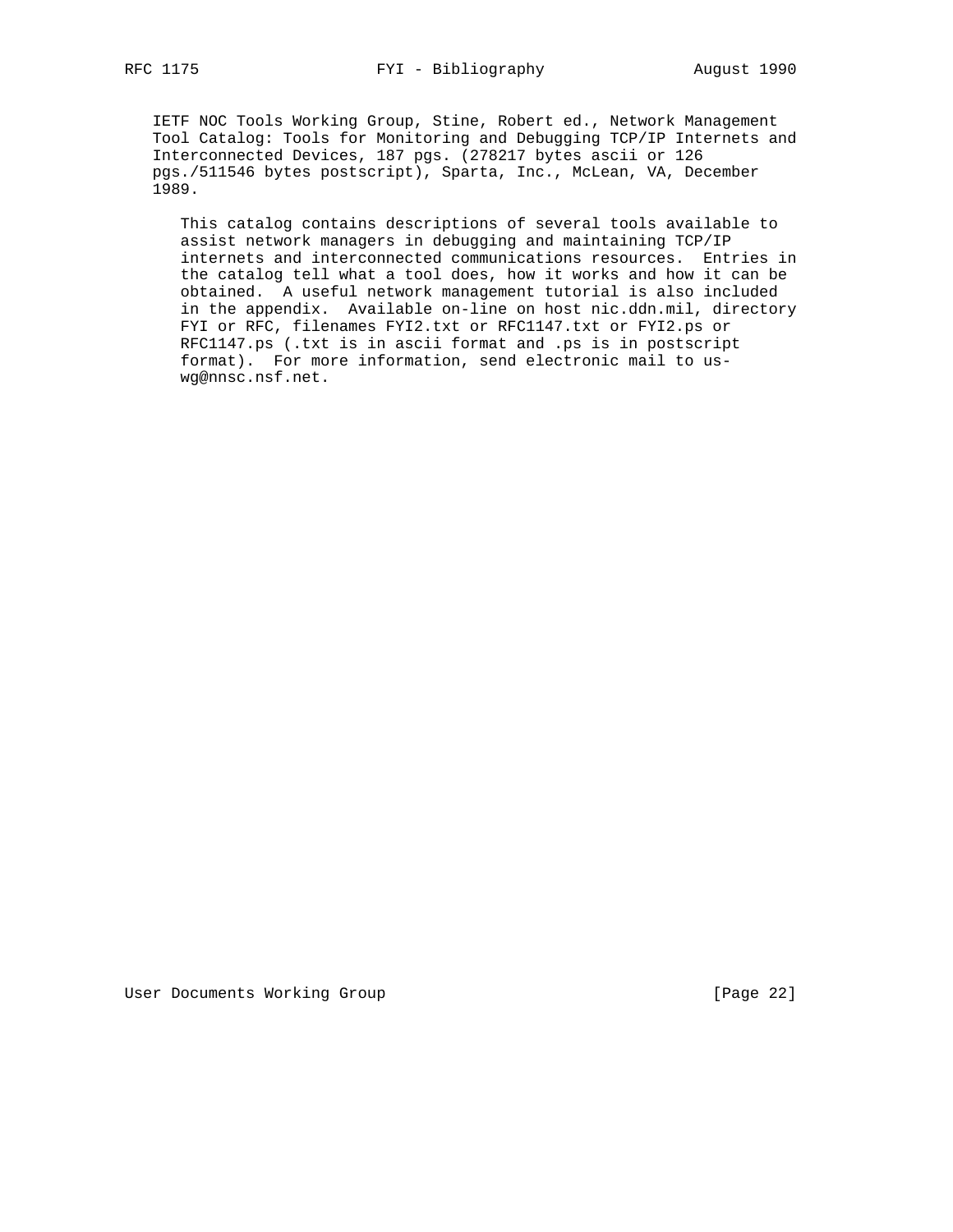IETF NOC Tools Working Group, Stine, Robert ed., Network Management Tool Catalog: Tools for Monitoring and Debugging TCP/IP Internets and Interconnected Devices, 187 pgs. (278217 bytes ascii or 126 pgs./511546 bytes postscript), Sparta, Inc., McLean, VA, December 1989.

This catalog contains descriptions of several tools available to assist network managers in debugging and maintaining TCP/IP internets and interconnected communications resources. Entries in the catalog tell what a tool does, how it works and how it can be obtained. A useful network management tutorial is also included in the appendix. Available on-line on host nic.ddn.mil, directory FYI or RFC, filenames FYI2.txt or RFC1147.txt or FYI2.ps or RFC1147.ps (.txt is in ascii format and .ps is in postscript format). For more information, send electronic mail to us-wg@nnsc.nsf.net.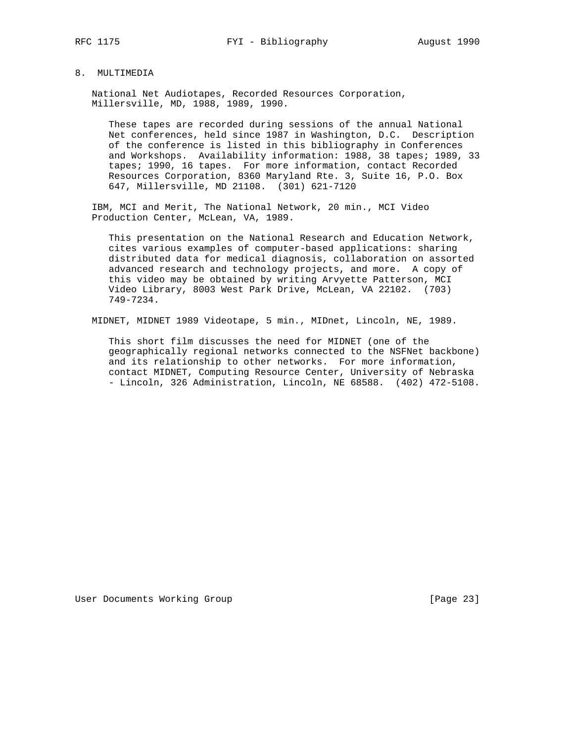## 8. MULTIMEDIA

National Net Audiotapes, Recorded Resources Corporation, Millersville, MD, 1988, 1989, 1990.

These tapes are recorded during sessions of the annual National Net conferences, held since 1987 in Washington, D.C. Description of the conference is listed in this bibliography in Conferences and Workshops. Availability information: 1988, 38 tapes; 1989, 33 tapes; 1990, 16 tapes. For more information, contact Recorded Resources Corporation, 8360 Maryland Rte. 3, Suite 16, P.O. Box 647, Millersville, MD 21108. (301) 621-7120

IBM, MCI and Merit, The National Network, 20 min., MCI Video Production Center, McLean, VA, 1989.

This presentation on the National Research and Education Network, cites various examples of computer-based applications: sharing distributed data for medical diagnosis, collaboration on assorted advanced research and technology projects, and more. A copy of this video may be obtained by writing Arvyette Patterson, MCI Video Library, 8003 West Park Drive, McLean, VA 22102. (703) 749-7234.

MIDNET, MIDNET 1989 Videotape, 5 min., MIDnet, Lincoln, NE, 1989.

This short film discusses the need for MIDNET (one of the geographically regional networks connected to the NSFNet backbone) and its relationship to other networks. For more information, contact MIDNET, Computing Resource Center, University of Nebraska - Lincoln, 326 Administration, Lincoln, NE 68588. (402) 472-5108.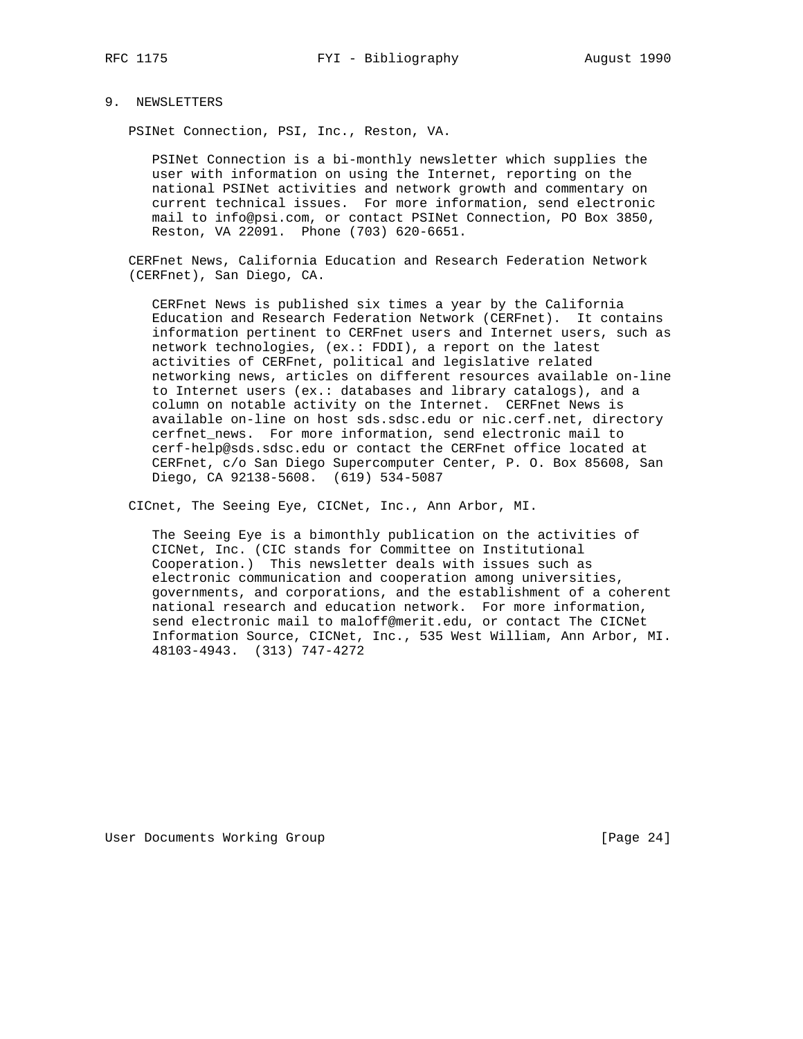## 9. NEWSLETTERS

PSINet Connection, PSI, Inc., Reston, VA.

PSINet Connection is a bi-monthly newsletter which supplies the user with information on using the Internet, reporting on the national PSINet activities and network growth and commentary on current technical issues. For more information, send electronic mail to info@psi.com, or contact PSINet Connection, PO Box 3850, Reston, VA 22091. Phone (703) 620-6651.

CERFnet News, California Education and Research Federation Network (CERFnet), San Diego, CA.

CERFnet News is published six times a year by the California Education and Research Federation Network (CERFnet). It contains information pertinent to CERFnet users and Internet users, such as network technologies, (ex.: FDDI), a report on the latest activities of CERFnet, political and legislative related networking news, articles on different resources available on-line to Internet users (ex.: databases and library catalogs), and a column on notable activity on the Internet. CERFnet News is available on-line on host sds.sdsc.edu or nic.cerf.net, directory cerfnet_news. For more information, send electronic mail to cerf-help@sds.sdsc.edu or contact the CERFnet office located at CERFnet, c/o San Diego Supercomputer Center, P. O. Box 85608, San Diego, CA 92138-5608. (619) 534-5087

CICnet, The Seeing Eye, CICNet, Inc., Ann Arbor, MI.

The Seeing Eye is a bimonthly publication on the activities of CICNet, Inc. (CIC stands for Committee on Institutional Cooperation.) This newsletter deals with issues such as electronic communication and cooperation among universities, governments, and corporations, and the establishment of a coherent national research and education network. For more information, send electronic mail to maloff@merit.edu, or contact The CICNet Information Source, CICNet, Inc., 535 West William, Ann Arbor, MI. 48103-4943. (313) 747-4272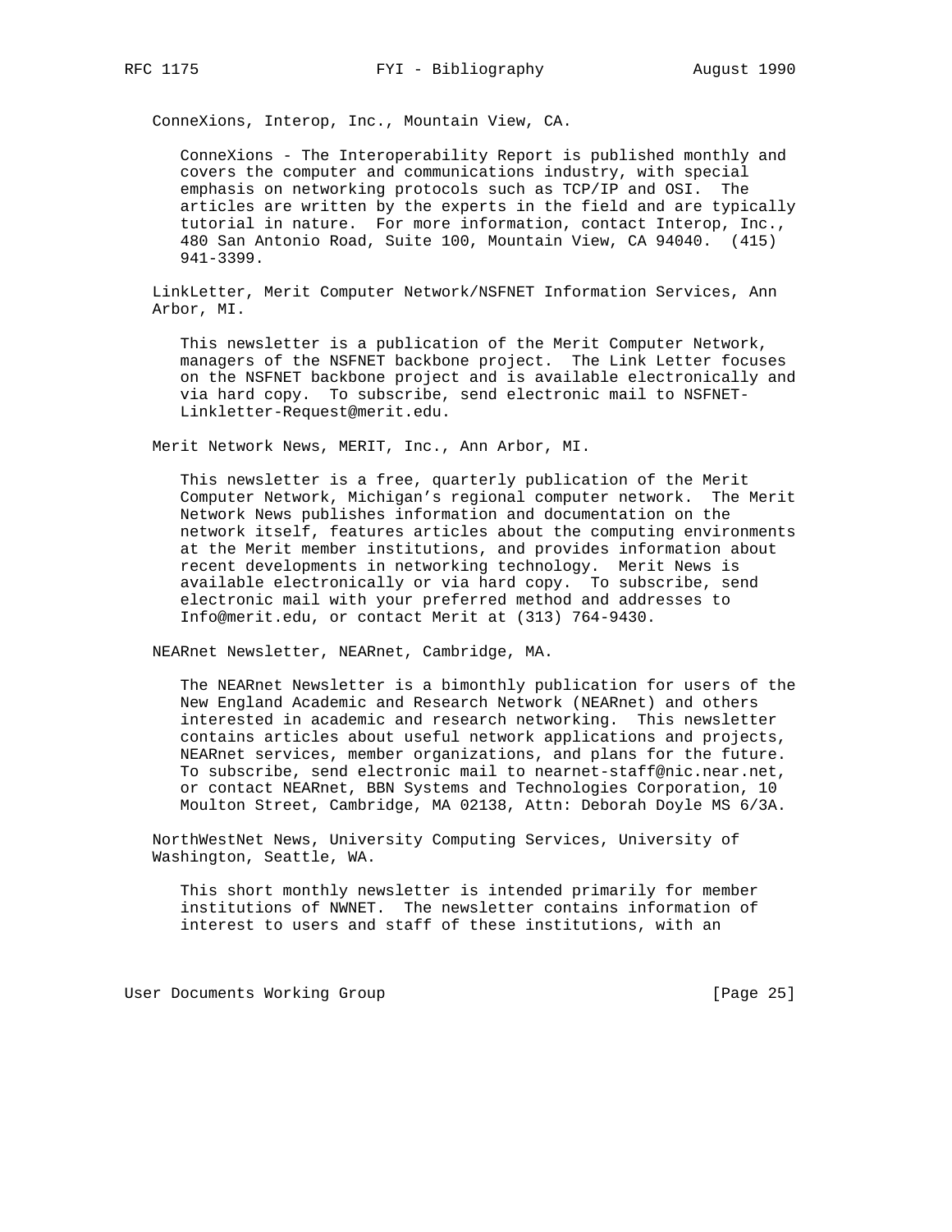ConneXions, Interop, Inc., Mountain View, CA.

ConneXions - The Interoperability Report is published monthly and covers the computer and communications industry, with special emphasis on networking protocols such as TCP/IP and OSI. The articles are written by the experts in the field and are typically tutorial in nature. For more information, contact Interop, Inc., 480 San Antonio Road, Suite 100, Mountain View, CA 94040. (415) 941-3399.

LinkLetter, Merit Computer Network/NSFNET Information Services, Ann Arbor, MI.

This newsletter is a publication of the Merit Computer Network, managers of the NSFNET backbone project. The Link Letter focuses on the NSFNET backbone project and is available electronically and via hard copy. To subscribe, send electronic mail to NSFNET-Linkletter-Request@merit.edu.

Merit Network News, MERIT, Inc., Ann Arbor, MI.

This newsletter is a free, quarterly publication of the Merit Computer Network, Michigan's regional computer network. The Merit Network News publishes information and documentation on the network itself, features articles about the computing environments at the Merit member institutions, and provides information about recent developments in networking technology. Merit News is available electronically or via hard copy. To subscribe, send electronic mail with your preferred method and addresses to Info@merit.edu, or contact Merit at (313) 764-9430.

NEARnet Newsletter, NEARnet, Cambridge, MA.

The NEARnet Newsletter is a bimonthly publication for users of the New England Academic and Research Network (NEARnet) and others interested in academic and research networking. This newsletter contains articles about useful network applications and projects, NEARnet services, member organizations, and plans for the future. To subscribe, send electronic mail to nearnet-staff@nic.near.net, or contact NEARnet, BBN Systems and Technologies Corporation, 10 Moulton Street, Cambridge, MA 02138, Attn: Deborah Doyle MS 6/3A.

NorthWestNet News, University Computing Services, University of Washington, Seattle, WA.

This short monthly newsletter is intended primarily for member institutions of NWNET. The newsletter contains information of interest to users and staff of these institutions, with an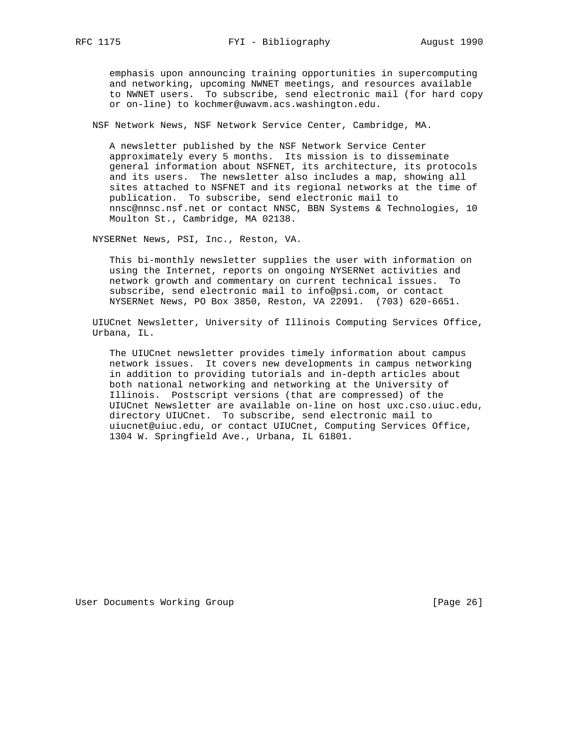emphasis upon announcing training opportunities in supercomputing and networking, upcoming NWNET meetings, and resources available to NWNET users. To subscribe, send electronic mail (for hard copy or on-line) to kochmer@uwavm.acs.washington.edu.

NSF Network News, NSF Network Service Center, Cambridge, MA.

A newsletter published by the NSF Network Service Center approximately every 5 months. Its mission is to disseminate general information about NSFNET, its architecture, its protocols and its users. The newsletter also includes a map, showing all sites attached to NSFNET and its regional networks at the time of publication. To subscribe, send electronic mail to nnsc@nnsc.nsf.net or contact NNSC, BBN Systems & Technologies, 10 Moulton St., Cambridge, MA 02138.

NYSERNet News, PSI, Inc., Reston, VA.

This bi-monthly newsletter supplies the user with information on using the Internet, reports on ongoing NYSERNet activities and network growth and commentary on current technical issues. To subscribe, send electronic mail to info@psi.com, or contact NYSERNet News, PO Box 3850, Reston, VA 22091. (703) 620-6651.

UIUCnet Newsletter, University of Illinois Computing Services Office, Urbana, IL.

The UIUCnet newsletter provides timely information about campus network issues. It covers new developments in campus networking in addition to providing tutorials and in-depth articles about both national networking and networking at the University of Illinois. Postscript versions (that are compressed) of the UIUCnet Newsletter are available on-line on host uxc.cso.uiuc.edu, directory UIUCnet. To subscribe, send electronic mail to uiucnet@uiuc.edu, or contact UIUCnet, Computing Services Office, 1304 W. Springfield Ave., Urbana, IL 61801.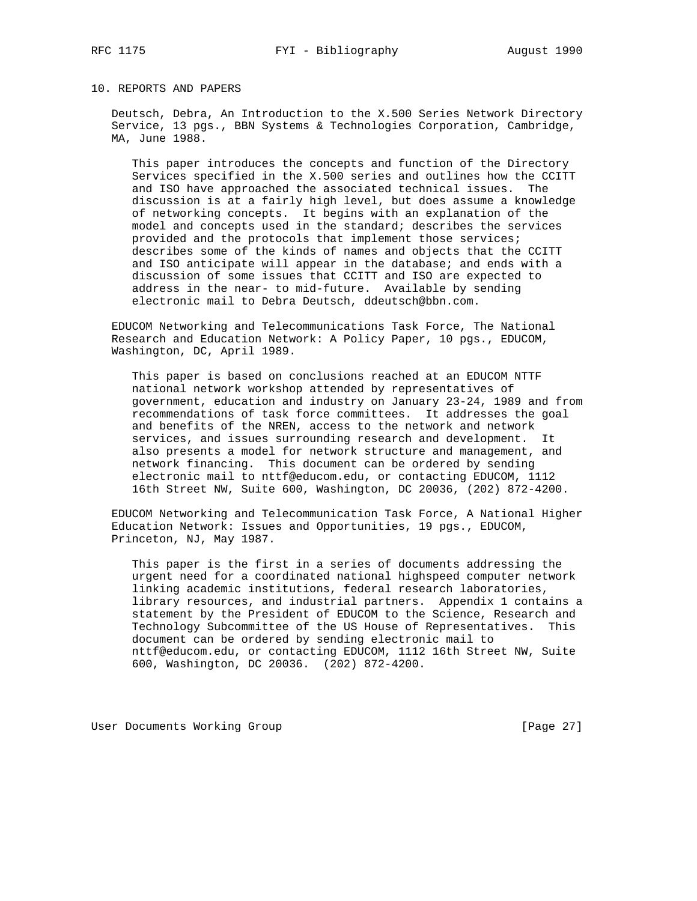## 10. REPORTS AND PAPERS

Deutsch, Debra, An Introduction to the X.500 Series Network Directory Service, 13 pgs., BBN Systems & Technologies Corporation, Cambridge, MA, June 1988.

This paper introduces the concepts and function of the Directory Services specified in the X.500 series and outlines how the CCITT and ISO have approached the associated technical issues. The discussion is at a fairly high level, but does assume a knowledge of networking concepts. It begins with an explanation of the model and concepts used in the standard; describes the services provided and the protocols that implement those services; describes some of the kinds of names and objects that the CCITT and ISO anticipate will appear in the database; and ends with a discussion of some issues that CCITT and ISO are expected to address in the near- to mid-future. Available by sending electronic mail to Debra Deutsch, ddeutsch@bbn.com.

EDUCOM Networking and Telecommunications Task Force, The National Research and Education Network: A Policy Paper, 10 pgs., EDUCOM, Washington, DC, April 1989.

This paper is based on conclusions reached at an EDUCOM NTTF national network workshop attended by representatives of government, education and industry on January 23-24, 1989 and from recommendations of task force committees. It addresses the goal and benefits of the NREN, access to the network and network services, and issues surrounding research and development. It also presents a model for network structure and management, and network financing. This document can be ordered by sending electronic mail to nttf@educom.edu, or contacting EDUCOM, 1112 16th Street NW, Suite 600, Washington, DC 20036, (202) 872-4200.

EDUCOM Networking and Telecommunication Task Force, A National Higher Education Network: Issues and Opportunities, 19 pgs., EDUCOM, Princeton, NJ, May 1987.

This paper is the first in a series of documents addressing the urgent need for a coordinated national highspeed computer network linking academic institutions, federal research laboratories, library resources, and industrial partners. Appendix 1 contains a statement by the President of EDUCOM to the Science, Research and Technology Subcommittee of the US House of Representatives. This document can be ordered by sending electronic mail to nttf@educom.edu, or contacting EDUCOM, 1112 16th Street NW, Suite 600, Washington, DC 20036. (202) 872-4200.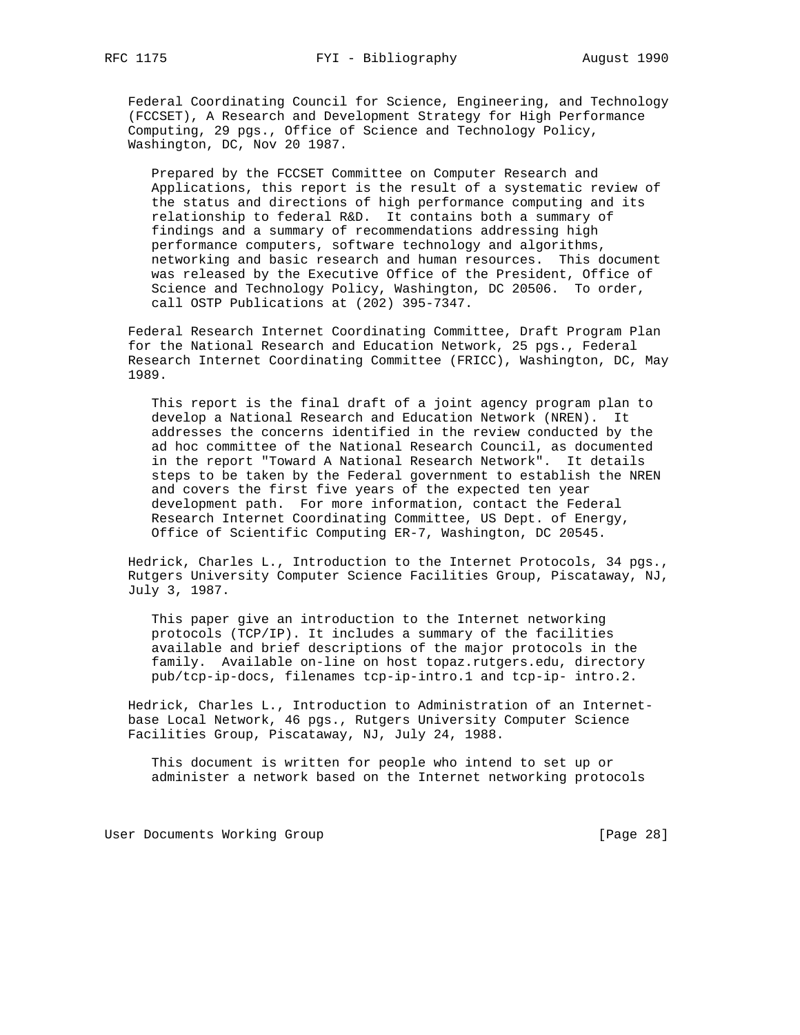Federal Coordinating Council for Science, Engineering, and Technology (FCCSET), A Research and Development Strategy for High Performance Computing, 29 pgs., Office of Science and Technology Policy, Washington, DC, Nov 20 1987.

Prepared by the FCCSET Committee on Computer Research and Applications, this report is the result of a systematic review of the status and directions of high performance computing and its relationship to federal R&D. It contains both a summary of findings and a summary of recommendations addressing high performance computers, software technology and algorithms, networking and basic research and human resources. This document was released by the Executive Office of the President, Office of Science and Technology Policy, Washington, DC 20506. To order, call OSTP Publications at (202) 395-7347.

Federal Research Internet Coordinating Committee, Draft Program Plan for the National Research and Education Network, 25 pgs., Federal Research Internet Coordinating Committee (FRICC), Washington, DC, May 1989.

This report is the final draft of a joint agency program plan to develop a National Research and Education Network (NREN). It addresses the concerns identified in the review conducted by the ad hoc committee of the National Research Council, as documented in the report "Toward A National Research Network". It details steps to be taken by the Federal government to establish the NREN and covers the first five years of the expected ten year development path. For more information, contact the Federal Research Internet Coordinating Committee, US Dept. of Energy, Office of Scientific Computing ER-7, Washington, DC 20545.

Hedrick, Charles L., Introduction to the Internet Protocols, 34 pgs., Rutgers University Computer Science Facilities Group, Piscataway, NJ, July 3, 1987.

This paper give an introduction to the Internet networking protocols (TCP/IP). It includes a summary of the facilities available and brief descriptions of the major protocols in the family. Available on-line on host topaz.rutgers.edu, directory pub/tcp-ip-docs, filenames tcp-ip-intro.1 and tcp-ip- intro.2.

Hedrick, Charles L., Introduction to Administration of an Internet-base Local Network, 46 pgs., Rutgers University Computer Science Facilities Group, Piscataway, NJ, July 24, 1988.

This document is written for people who intend to set up or administer a network based on the Internet networking protocols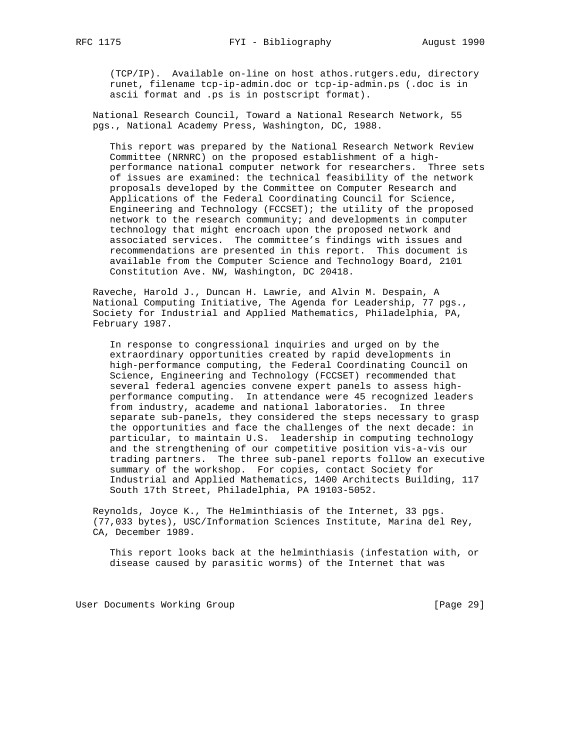(TCP/IP). Available on-line on host athos.rutgers.edu, directory runet, filename tcp-ip-admin.doc or tcp-ip-admin.ps (.doc is in ascii format and .ps is in postscript format).

National Research Council, Toward a National Research Network, 55 pgs., National Academy Press, Washington, DC, 1988.

This report was prepared by the National Research Network Review Committee (NRNRC) on the proposed establishment of a high-performance national computer network for researchers. Three sets of issues are examined: the technical feasibility of the network proposals developed by the Committee on Computer Research and Applications of the Federal Coordinating Council for Science, Engineering and Technology (FCCSET); the utility of the proposed network to the research community; and developments in computer technology that might encroach upon the proposed network and associated services. The committee's findings with issues and recommendations are presented in this report. This document is available from the Computer Science and Technology Board, 2101 Constitution Ave. NW, Washington, DC 20418.

Raveche, Harold J., Duncan H. Lawrie, and Alvin M. Despain, A National Computing Initiative, The Agenda for Leadership, 77 pgs., Society for Industrial and Applied Mathematics, Philadelphia, PA, February 1987.

In response to congressional inquiries and urged on by the extraordinary opportunities created by rapid developments in high-performance computing, the Federal Coordinating Council on Science, Engineering and Technology (FCCSET) recommended that several federal agencies convene expert panels to assess high-performance computing. In attendance were 45 recognized leaders from industry, academe and national laboratories. In three separate sub-panels, they considered the steps necessary to grasp the opportunities and face the challenges of the next decade: in particular, to maintain U.S. leadership in computing technology and the strengthening of our competitive position vis-a-vis our trading partners. The three sub-panel reports follow an executive summary of the workshop. For copies, contact Society for Industrial and Applied Mathematics, 1400 Architects Building, 117 South 17th Street, Philadelphia, PA 19103-5052.

Reynolds, Joyce K., The Helminthiasis of the Internet, 33 pgs. (77,033 bytes), USC/Information Sciences Institute, Marina del Rey, CA, December 1989.

This report looks back at the helminthiasis (infestation with, or disease caused by parasitic worms) of the Internet that was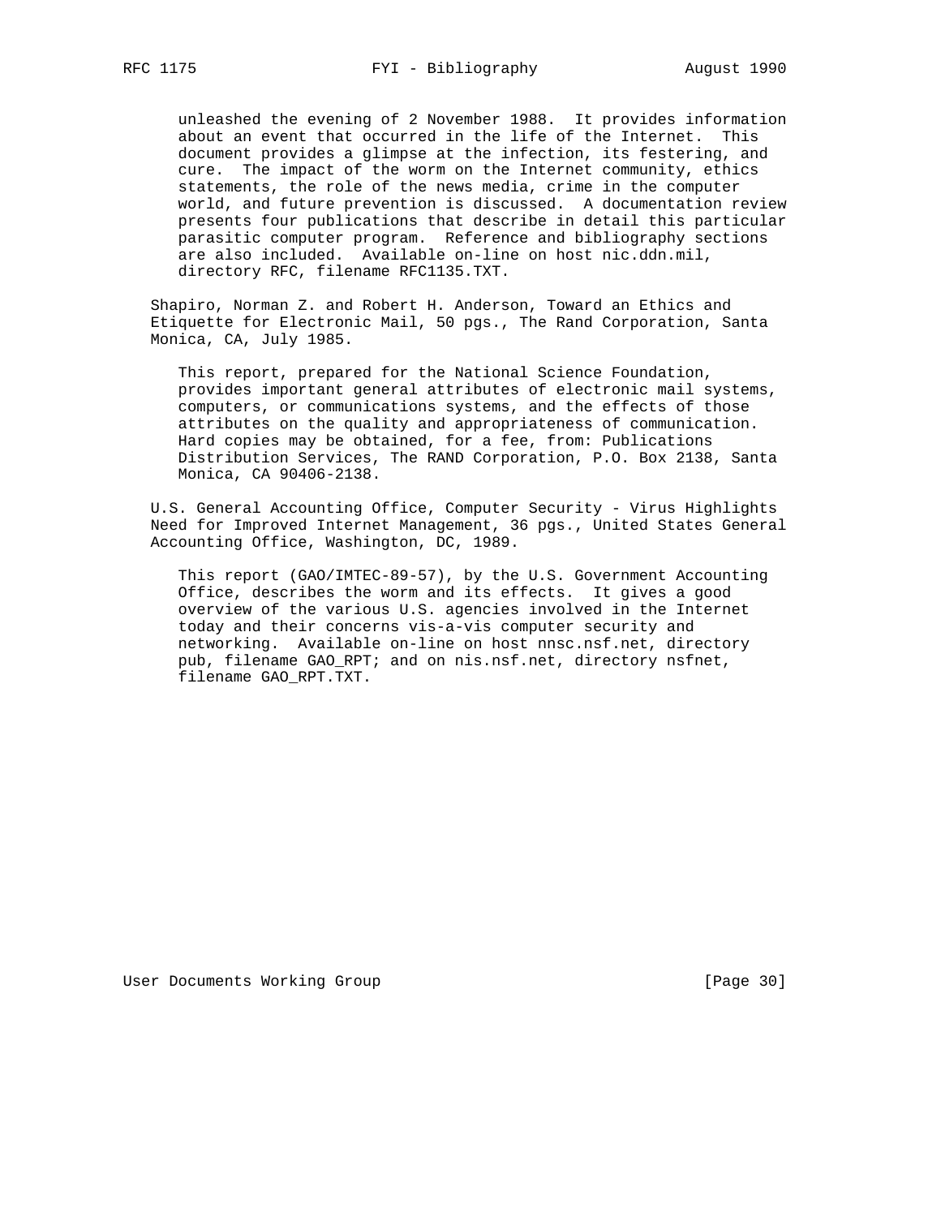unleashed the evening of 2 November 1988. It provides information about an event that occurred in the life of the Internet. This document provides a glimpse at the infection, its festering, and cure. The impact of the worm on the Internet community, ethics statements, the role of the news media, crime in the computer world, and future prevention is discussed. A documentation review presents four publications that describe in detail this particular parasitic computer program. Reference and bibliography sections are also included. Available on-line on host nic.ddn.mil, directory RFC, filename RFC1135.TXT.

Shapiro, Norman Z. and Robert H. Anderson, Toward an Ethics and Etiquette for Electronic Mail, 50 pgs., The Rand Corporation, Santa Monica, CA, July 1985.

This report, prepared for the National Science Foundation, provides important general attributes of electronic mail systems, computers, or communications systems, and the effects of those attributes on the quality and appropriateness of communication. Hard copies may be obtained, for a fee, from: Publications Distribution Services, The RAND Corporation, P.O. Box 2138, Santa Monica, CA 90406-2138.

U.S. General Accounting Office, Computer Security - Virus Highlights Need for Improved Internet Management, 36 pgs., United States General Accounting Office, Washington, DC, 1989.

This report (GAO/IMTEC-89-57), by the U.S. Government Accounting Office, describes the worm and its effects. It gives a good overview of the various U.S. agencies involved in the Internet today and their concerns vis-a-vis computer security and networking. Available on-line on host nnsc.nsf.net, directory pub, filename GAO_RPT; and on nis.nsf.net, directory nsfnet, filename GAO_RPT.TXT.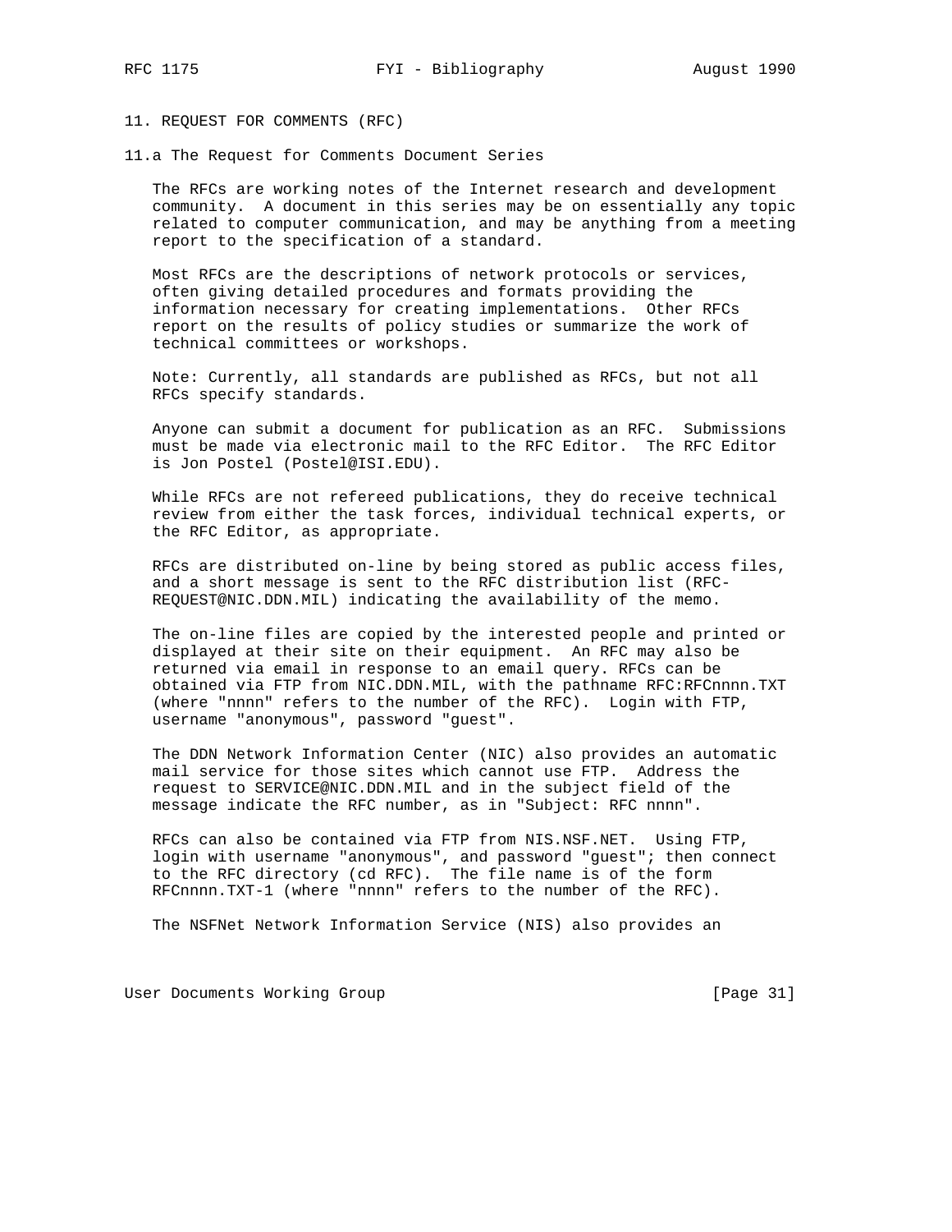## 11. REQUEST FOR COMMENTS (RFC)

### 11.a The Request for Comments Document Series

The RFCs are working notes of the Internet research and development community. A document in this series may be on essentially any topic related to computer communication, and may be anything from a meeting report to the specification of a standard.

Most RFCs are the descriptions of network protocols or services, often giving detailed procedures and formats providing the information necessary for creating implementations. Other RFCs report on the results of policy studies or summarize the work of technical committees or workshops.

Note: Currently, all standards are published as RFCs, but not all RFCs specify standards.

Anyone can submit a document for publication as an RFC. Submissions must be made via electronic mail to the RFC Editor. The RFC Editor is Jon Postel (Postel@ISI.EDU).

While RFCs are not refereed publications, they do receive technical review from either the task forces, individual technical experts, or the RFC Editor, as appropriate.

RFCs are distributed on-line by being stored as public access files, and a short message is sent to the RFC distribution list (RFC-REQUEST@NIC.DDN.MIL) indicating the availability of the memo.

The on-line files are copied by the interested people and printed or displayed at their site on their equipment. An RFC may also be returned via email in response to an email query. RFCs can be obtained via FTP from NIC.DDN.MIL, with the pathname RFC:RFCnnnn.TXT (where "nnnn" refers to the number of the RFC). Login with FTP, username "anonymous", password "guest".

The DDN Network Information Center (NIC) also provides an automatic mail service for those sites which cannot use FTP. Address the request to SERVICE@NIC.DDN.MIL and in the subject field of the message indicate the RFC number, as in "Subject: RFC nnnn".

RFCs can also be contained via FTP from NIS.NSF.NET. Using FTP, login with username "anonymous", and password "guest"; then connect to the RFC directory (cd RFC). The file name is of the form RFCnnnn.TXT-1 (where "nnnn" refers to the number of the RFC).

The NSFNet Network Information Service (NIS) also provides an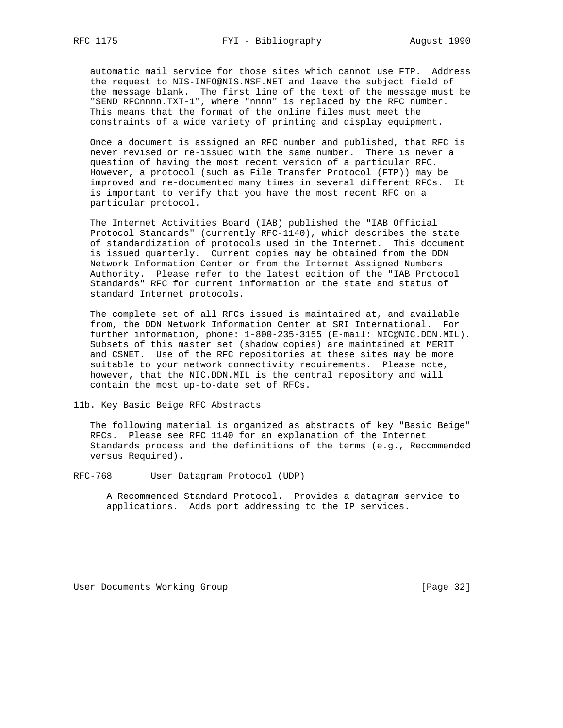automatic mail service for those sites which cannot use FTP. Address the request to NIS-INFO@NIS.NSF.NET and leave the subject field of the message blank. The first line of the text of the message must be "SEND RFCnnnn.TXT-1", where "nnnn" is replaced by the RFC number. This means that the format of the online files must meet the constraints of a wide variety of printing and display equipment.

Once a document is assigned an RFC number and published, that RFC is never revised or re-issued with the same number. There is never a question of having the most recent version of a particular RFC. However, a protocol (such as File Transfer Protocol (FTP)) may be improved and re-documented many times in several different RFCs. It is important to verify that you have the most recent RFC on a particular protocol.

The Internet Activities Board (IAB) published the "IAB Official Protocol Standards" (currently RFC-1140), which describes the state of standardization of protocols used in the Internet. This document is issued quarterly. Current copies may be obtained from the DDN Network Information Center or from the Internet Assigned Numbers Authority. Please refer to the latest edition of the "IAB Protocol Standards" RFC for current information on the state and status of standard Internet protocols.

The complete set of all RFCs issued is maintained at, and available from, the DDN Network Information Center at SRI International. For further information, phone: 1-800-235-3155 (E-mail: NIC@NIC.DDN.MIL). Subsets of this master set (shadow copies) are maintained at MERIT and CSNET. Use of the RFC repositories at these sites may be more suitable to your network connectivity requirements. Please note, however, that the NIC.DDN.MIL is the central repository and will contain the most up-to-date set of RFCs.

## 11b. Key Basic Beige RFC Abstracts

The following material is organized as abstracts of key "Basic Beige" RFCs. Please see RFC 1140 for an explanation of the Internet Standards process and the definitions of the terms (e.g., Recommended versus Required).

RFC-768 User Datagram Protocol (UDP)

A Recommended Standard Protocol. Provides a datagram service to applications. Adds port addressing to the IP services.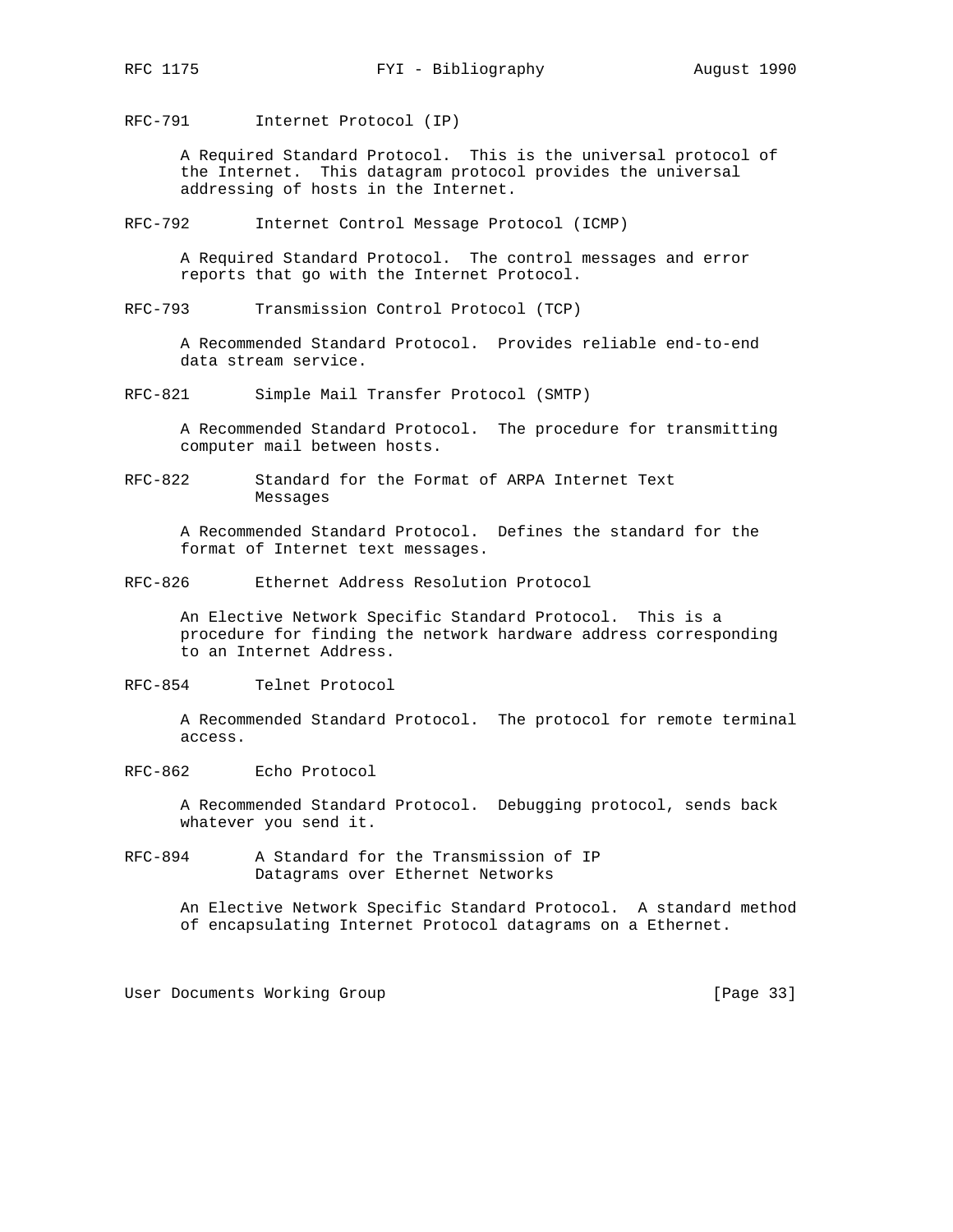RFC-791 Internet Protocol (IP)

A Required Standard Protocol. This is the universal protocol of the Internet. This datagram protocol provides the universal addressing of hosts in the Internet.

RFC-792 Internet Control Message Protocol (ICMP)

A Required Standard Protocol. The control messages and error reports that go with the Internet Protocol.

RFC-793 Transmission Control Protocol (TCP)

A Recommended Standard Protocol. Provides reliable end-to-end data stream service.

RFC-821 Simple Mail Transfer Protocol (SMTP)

A Recommended Standard Protocol. The procedure for transmitting computer mail between hosts.

RFC-822 Standard for the Format of ARPA Internet Text Messages

A Recommended Standard Protocol. Defines the standard for the format of Internet text messages.

RFC-826 Ethernet Address Resolution Protocol

An Elective Network Specific Standard Protocol. This is a procedure for finding the network hardware address corresponding to an Internet Address.

RFC-854 Telnet Protocol

A Recommended Standard Protocol. The protocol for remote terminal access.

RFC-862 Echo Protocol

A Recommended Standard Protocol. Debugging protocol, sends back whatever you send it.

RFC-894 A Standard for the Transmission of IP Datagrams over Ethernet Networks

An Elective Network Specific Standard Protocol. A standard method of encapsulating Internet Protocol datagrams on a Ethernet.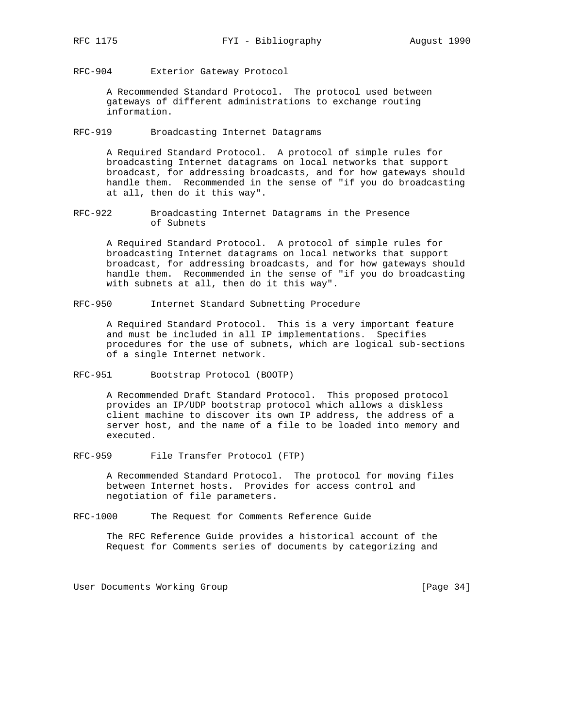RFC-904       Exterior Gateway Protocol

A Recommended Standard Protocol.  The protocol used between gateways of different administrations to exchange routing information.

RFC-919       Broadcasting Internet Datagrams

A Required Standard Protocol.  A protocol of simple rules for broadcasting Internet datagrams on local networks that support broadcast, for addressing broadcasts, and for how gateways should handle them.  Recommended in the sense of "if you do broadcasting at all, then do it this way".

RFC-922       Broadcasting Internet Datagrams in the Presence of Subnets

A Required Standard Protocol.  A protocol of simple rules for broadcasting Internet datagrams on local networks that support broadcast, for addressing broadcasts, and for how gateways should handle them.  Recommended in the sense of "if you do broadcasting with subnets at all, then do it this way".

RFC-950       Internet Standard Subnetting Procedure

A Required Standard Protocol.  This is a very important feature and must be included in all IP implementations.  Specifies procedures for the use of subnets, which are logical sub-sections of a single Internet network.

RFC-951       Bootstrap Protocol (BOOTP)

A Recommended Draft Standard Protocol.  This proposed protocol provides an IP/UDP bootstrap protocol which allows a diskless client machine to discover its own IP address, the address of a server host, and the name of a file to be loaded into memory and executed.

RFC-959       File Transfer Protocol (FTP)

A Recommended Standard Protocol.  The protocol for moving files between Internet hosts.  Provides for access control and negotiation of file parameters.

RFC-1000      The Request for Comments Reference Guide

The RFC Reference Guide provides a historical account of the Request for Comments series of documents by categorizing and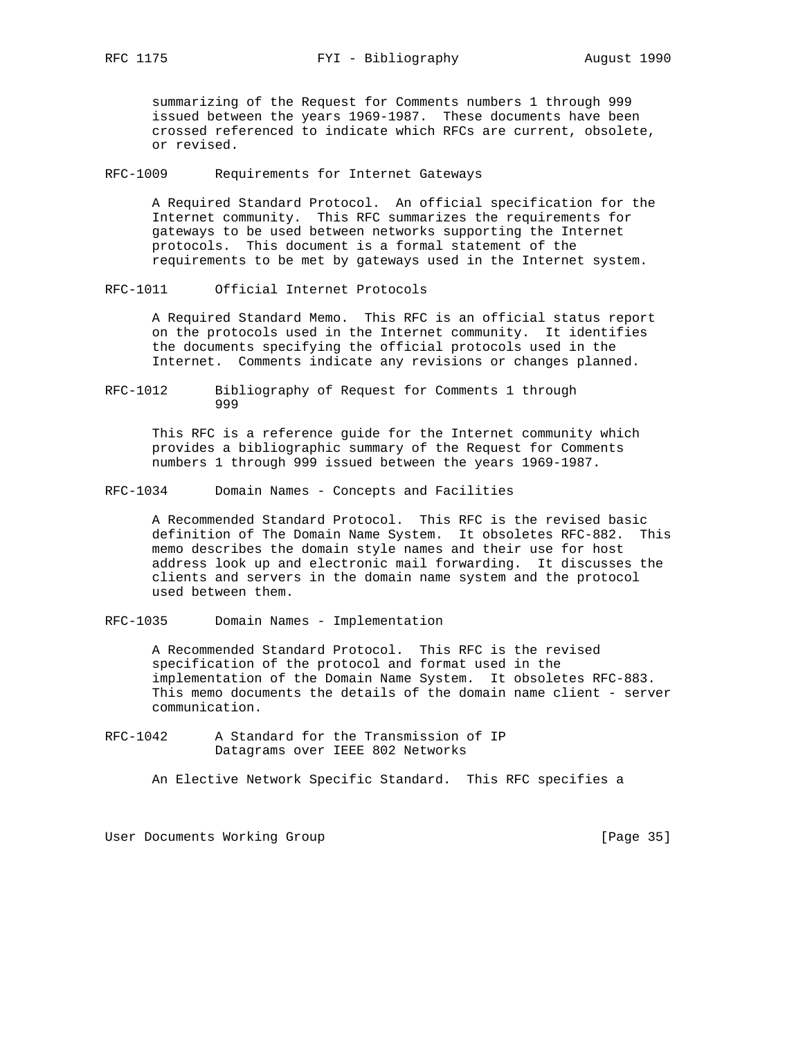summarizing of the Request for Comments numbers 1 through 999 issued between the years 1969-1987. These documents have been crossed referenced to indicate which RFCs are current, obsolete, or revised.

RFC-1009 Requirements for Internet Gateways

A Required Standard Protocol. An official specification for the Internet community. This RFC summarizes the requirements for gateways to be used between networks supporting the Internet protocols. This document is a formal statement of the requirements to be met by gateways used in the Internet system.

RFC-1011 Official Internet Protocols

A Required Standard Memo. This RFC is an official status report on the protocols used in the Internet community. It identifies the documents specifying the official protocols used in the Internet. Comments indicate any revisions or changes planned.

RFC-1012 Bibliography of Request for Comments 1 through 999

This RFC is a reference guide for the Internet community which provides a bibliographic summary of the Request for Comments numbers 1 through 999 issued between the years 1969-1987.

RFC-1034 Domain Names - Concepts and Facilities

A Recommended Standard Protocol. This RFC is the revised basic definition of The Domain Name System. It obsoletes RFC-882. This memo describes the domain style names and their use for host address look up and electronic mail forwarding. It discusses the clients and servers in the domain name system and the protocol used between them.

RFC-1035 Domain Names - Implementation

A Recommended Standard Protocol. This RFC is the revised specification of the protocol and format used in the implementation of the Domain Name System. It obsoletes RFC-883. This memo documents the details of the domain name client - server communication.

RFC-1042 A Standard for the Transmission of IP Datagrams over IEEE 802 Networks

An Elective Network Specific Standard. This RFC specifies a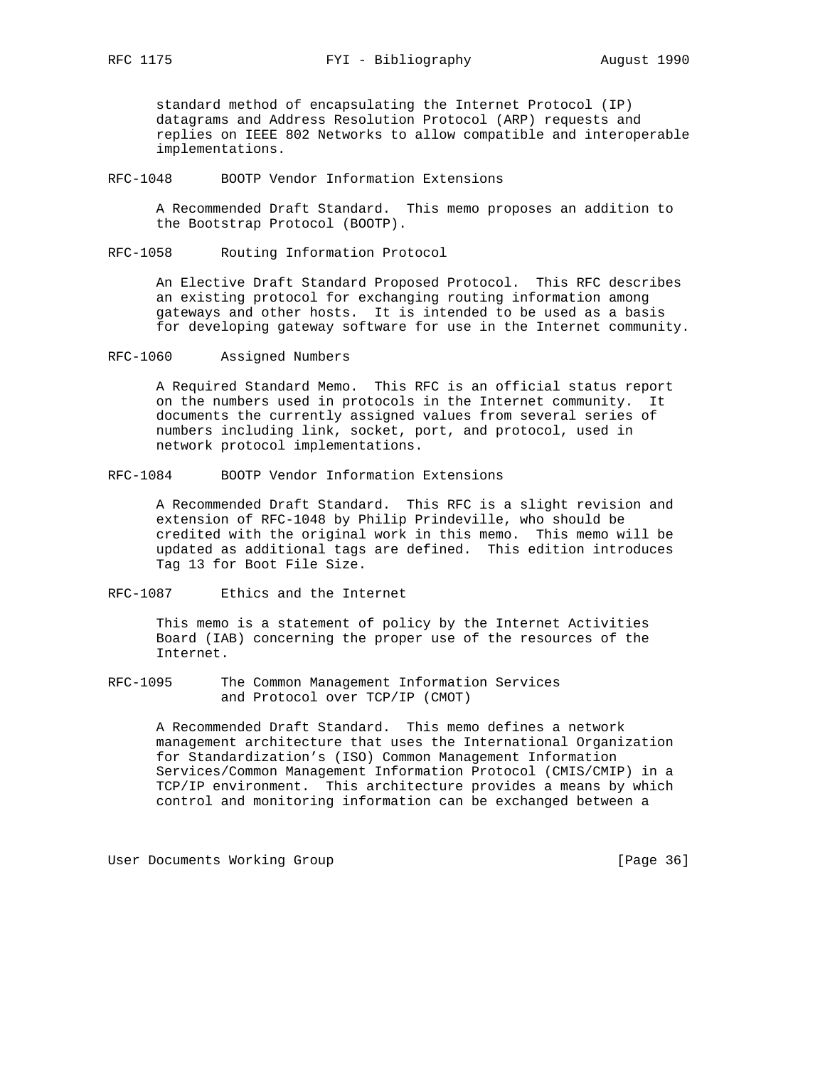standard method of encapsulating the Internet Protocol (IP) datagrams and Address Resolution Protocol (ARP) requests and replies on IEEE 802 Networks to allow compatible and interoperable implementations.

RFC-1048 BOOTP Vendor Information Extensions

A Recommended Draft Standard. This memo proposes an addition to the Bootstrap Protocol (BOOTP).

RFC-1058 Routing Information Protocol

An Elective Draft Standard Proposed Protocol. This RFC describes an existing protocol for exchanging routing information among gateways and other hosts. It is intended to be used as a basis for developing gateway software for use in the Internet community.

RFC-1060 Assigned Numbers

A Required Standard Memo. This RFC is an official status report on the numbers used in protocols in the Internet community. It documents the currently assigned values from several series of numbers including link, socket, port, and protocol, used in network protocol implementations.

RFC-1084 BOOTP Vendor Information Extensions

A Recommended Draft Standard. This RFC is a slight revision and extension of RFC-1048 by Philip Prindeville, who should be credited with the original work in this memo. This memo will be updated as additional tags are defined. This edition introduces Tag 13 for Boot File Size.

RFC-1087 Ethics and the Internet

This memo is a statement of policy by the Internet Activities Board (IAB) concerning the proper use of the resources of the Internet.

RFC-1095 The Common Management Information Services and Protocol over TCP/IP (CMOT)

A Recommended Draft Standard. This memo defines a network management architecture that uses the International Organization for Standardization's (ISO) Common Management Information Services/Common Management Information Protocol (CMIS/CMIP) in a TCP/IP environment. This architecture provides a means by which control and monitoring information can be exchanged between a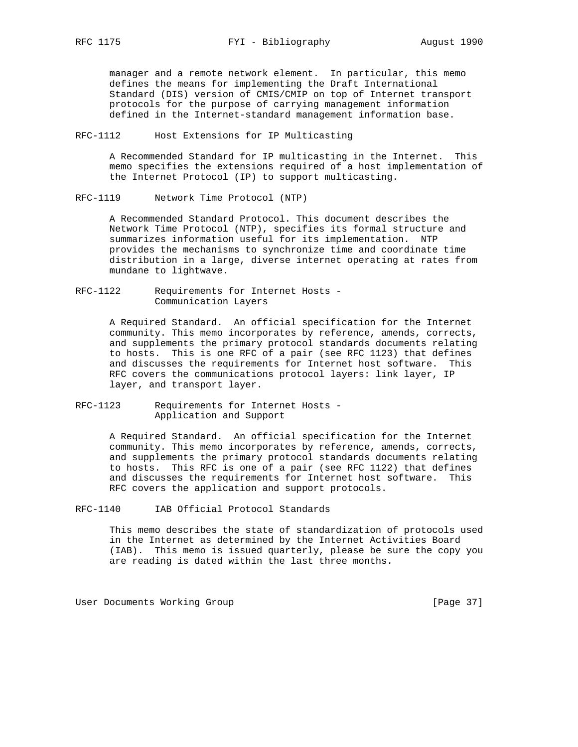manager and a remote network element. In particular, this memo defines the means for implementing the Draft International Standard (DIS) version of CMIS/CMIP on top of Internet transport protocols for the purpose of carrying management information defined in the Internet-standard management information base.

RFC-1112 Host Extensions for IP Multicasting

A Recommended Standard for IP multicasting in the Internet. This memo specifies the extensions required of a host implementation of the Internet Protocol (IP) to support multicasting.

RFC-1119 Network Time Protocol (NTP)

A Recommended Standard Protocol. This document describes the Network Time Protocol (NTP), specifies its formal structure and summarizes information useful for its implementation. NTP provides the mechanisms to synchronize time and coordinate time distribution in a large, diverse internet operating at rates from mundane to lightwave.

RFC-1122 Requirements for Internet Hosts - Communication Layers

A Required Standard. An official specification for the Internet community. This memo incorporates by reference, amends, corrects, and supplements the primary protocol standards documents relating to hosts. This is one RFC of a pair (see RFC 1123) that defines and discusses the requirements for Internet host software. This RFC covers the communications protocol layers: link layer, IP layer, and transport layer.

RFC-1123 Requirements for Internet Hosts - Application and Support

A Required Standard. An official specification for the Internet community. This memo incorporates by reference, amends, corrects, and supplements the primary protocol standards documents relating to hosts. This RFC is one of a pair (see RFC 1122) that defines and discusses the requirements for Internet host software. This RFC covers the application and support protocols.

RFC-1140 IAB Official Protocol Standards

This memo describes the state of standardization of protocols used in the Internet as determined by the Internet Activities Board (IAB). This memo is issued quarterly, please be sure the copy you are reading is dated within the last three months.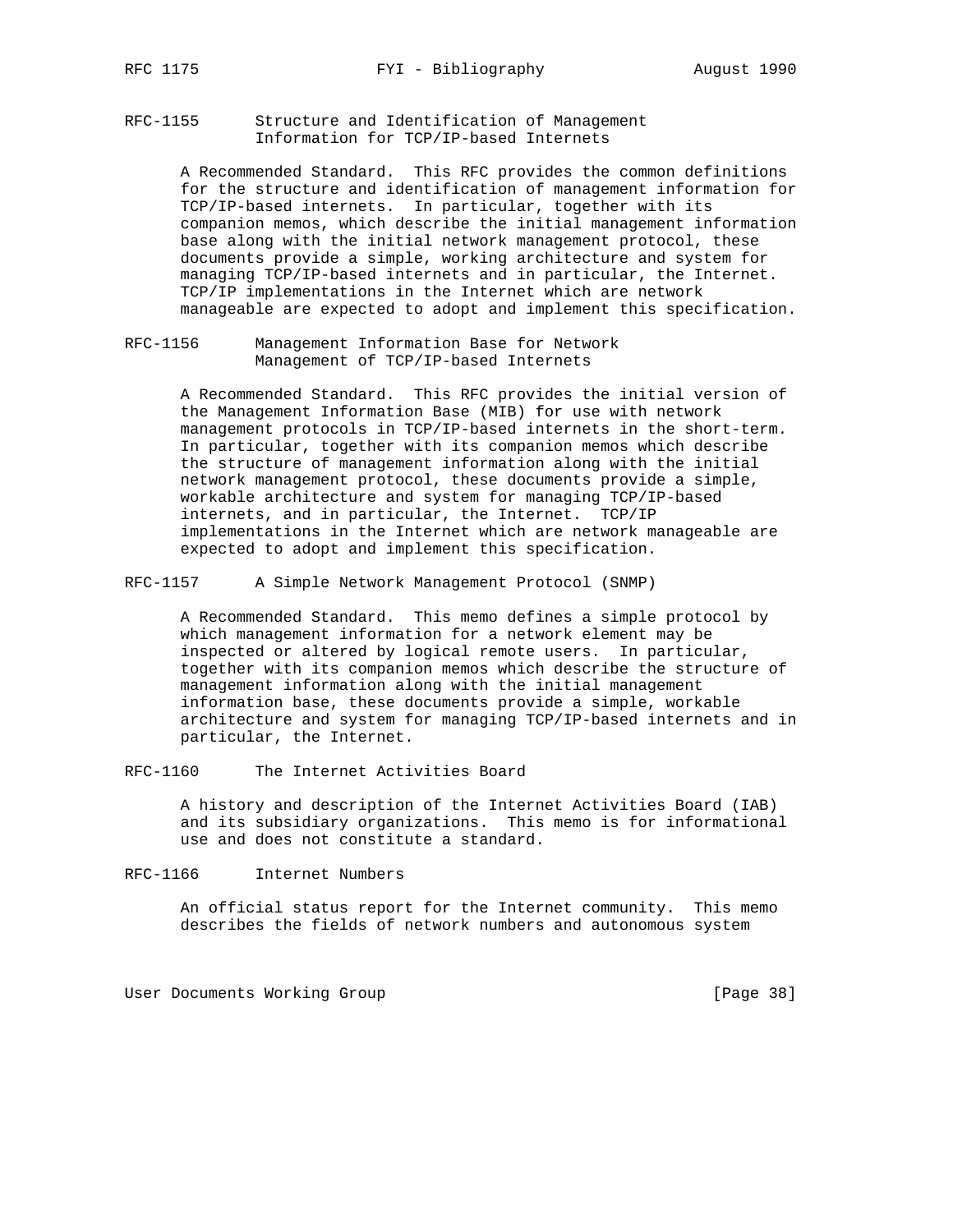RFC-1155      Structure and Identification of Management
              Information for TCP/IP-based Internets

A Recommended Standard.  This RFC provides the common definitions for the structure and identification of management information for TCP/IP-based internets.  In particular, together with its companion memos, which describe the initial management information base along with the initial network management protocol, these documents provide a simple, working architecture and system for managing TCP/IP-based internets and in particular, the Internet. TCP/IP implementations in the Internet which are network manageable are expected to adopt and implement this specification.

RFC-1156      Management Information Base for Network
              Management of TCP/IP-based Internets

A Recommended Standard.  This RFC provides the initial version of the Management Information Base (MIB) for use with network management protocols in TCP/IP-based internets in the short-term. In particular, together with its companion memos which describe the structure of management information along with the initial network management protocol, these documents provide a simple, workable architecture and system for managing TCP/IP-based internets, and in particular, the Internet.  TCP/IP implementations in the Internet which are network manageable are expected to adopt and implement this specification.

RFC-1157      A Simple Network Management Protocol (SNMP)

A Recommended Standard.  This memo defines a simple protocol by which management information for a network element may be inspected or altered by logical remote users.  In particular, together with its companion memos which describe the structure of management information along with the initial management information base, these documents provide a simple, workable architecture and system for managing TCP/IP-based internets and in particular, the Internet.

RFC-1160      The Internet Activities Board

A history and description of the Internet Activities Board (IAB) and its subsidiary organizations.  This memo is for informational use and does not constitute a standard.

RFC-1166      Internet Numbers

An official status report for the Internet community.  This memo describes the fields of network numbers and autonomous system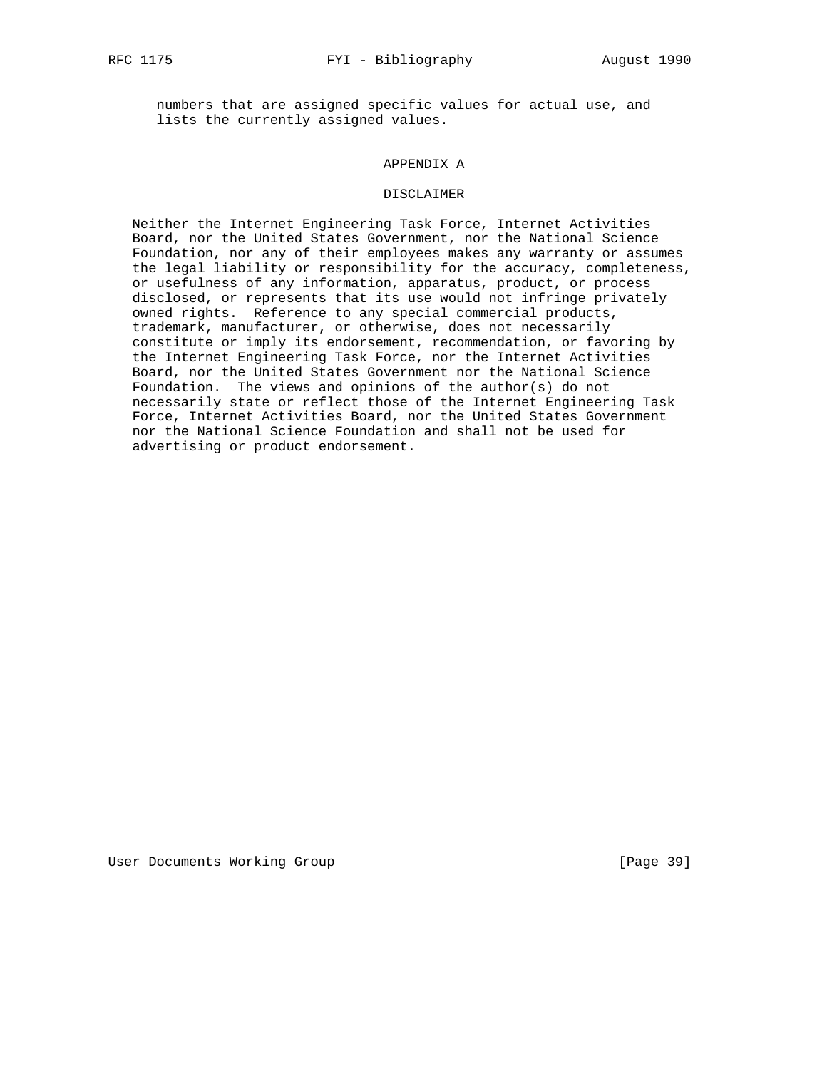numbers that are assigned specific values for actual use, and lists the currently assigned values.

## APPENDIX A

## DISCLAIMER

Neither the Internet Engineering Task Force, Internet Activities Board, nor the United States Government, nor the National Science Foundation, nor any of their employees makes any warranty or assumes the legal liability or responsibility for the accuracy, completeness, or usefulness of any information, apparatus, product, or process disclosed, or represents that its use would not infringe privately owned rights. Reference to any special commercial products, trademark, manufacturer, or otherwise, does not necessarily constitute or imply its endorsement, recommendation, or favoring by the Internet Engineering Task Force, nor the Internet Activities Board, nor the United States Government nor the National Science Foundation. The views and opinions of the author(s) do not necessarily state or reflect those of the Internet Engineering Task Force, Internet Activities Board, nor the United States Government nor the National Science Foundation and shall not be used for advertising or product endorsement.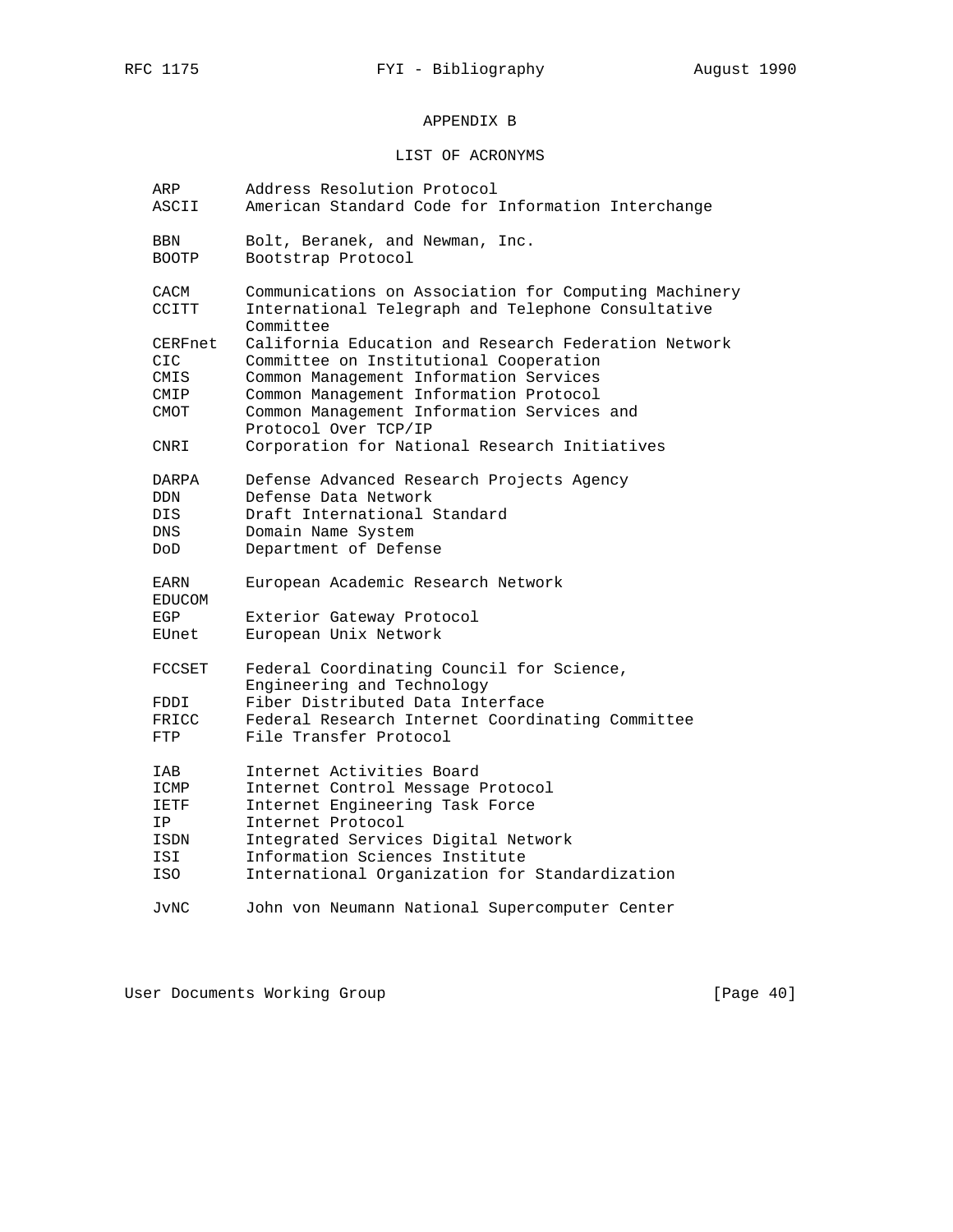## APPENDIX B

## LIST OF ACRONYMS

| | |
|---|---|
| ARP | Address Resolution Protocol |
| ASCII | American Standard Code for Information Interchange |
| BBN | Bolt, Beranek, and Newman, Inc. |
| BOOTP | Bootstrap Protocol |
| CACM | Communications on Association for Computing Machinery |
| CCITT | International Telegraph and Telephone Consultative Committee |
| CERFnet | California Education and Research Federation Network |
| CIC | Committee on Institutional Cooperation |
| CMIS | Common Management Information Services |
| CMIP | Common Management Information Protocol |
| CMOT | Common Management Information Services and Protocol Over TCP/IP |
| CNRI | Corporation for National Research Initiatives |
| DARPA | Defense Advanced Research Projects Agency |
| DDN | Defense Data Network |
| DIS | Draft International Standard |
| DNS | Domain Name System |
| DoD | Department of Defense |
| EARN | European Academic Research Network |
| EDUCOM | |
| EGP | Exterior Gateway Protocol |
| EUnet | European Unix Network |
| FCCSET | Federal Coordinating Council for Science, Engineering and Technology |
| FDDI | Fiber Distributed Data Interface |
| FRICC | Federal Research Internet Coordinating Committee |
| FTP | File Transfer Protocol |
| IAB | Internet Activities Board |
| ICMP | Internet Control Message Protocol |
| IETF | Internet Engineering Task Force |
| IP | Internet Protocol |
| ISDN | Integrated Services Digital Network |
| ISI | Information Sciences Institute |
| ISO | International Organization for Standardization |
| JvNC | John von Neumann National Supercomputer Center |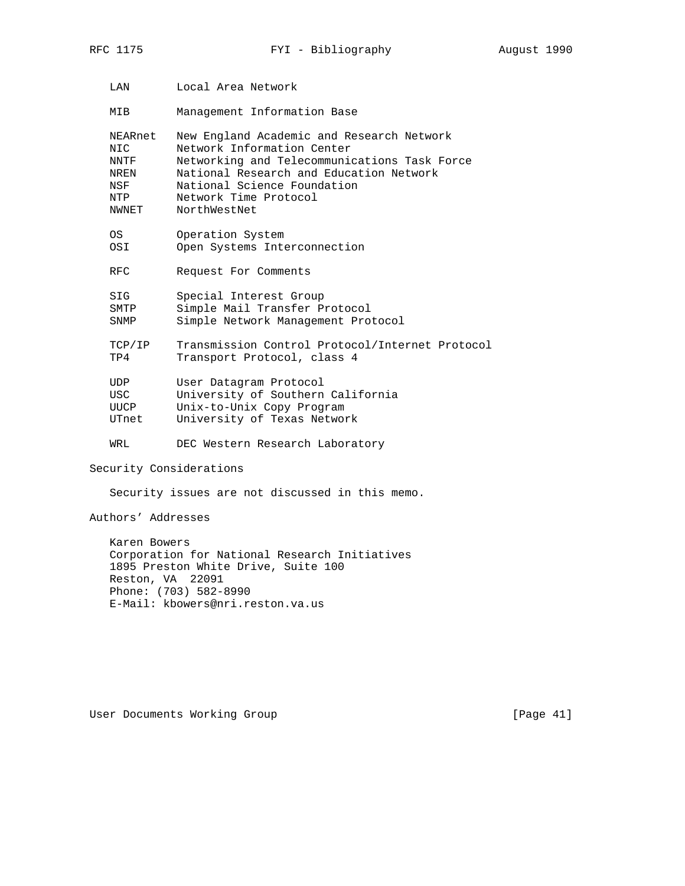| | |
|---|---|
| LAN | Local Area Network |
| MIB | Management Information Base |
| NEARnet | New England Academic and Research Network |
| NIC | Network Information Center |
| NNTF | Networking and Telecommunications Task Force |
| NREN | National Research and Education Network |
| NSF | National Science Foundation |
| NTP | Network Time Protocol |
| NWNET | NorthWestNet |
| OS | Operation System |
| OSI | Open Systems Interconnection |
| RFC | Request For Comments |
| SIG | Special Interest Group |
| SMTP | Simple Mail Transfer Protocol |
| SNMP | Simple Network Management Protocol |
| TCP/IP | Transmission Control Protocol/Internet Protocol |
| TP4 | Transport Protocol, class 4 |
| UDP | User Datagram Protocol |
| USC | University of Southern California |
| UUCP | Unix-to-Unix Copy Program |
| UTnet | University of Texas Network |
| WRL | DEC Western Research Laboratory |

## Security Considerations

Security issues are not discussed in this memo.

## Authors' Addresses

Karen Bowers
Corporation for National Research Initiatives
1895 Preston White Drive, Suite 100
Reston, VA 22091
Phone: (703) 582-8990
E-Mail: kbowers@nri.reston.va.us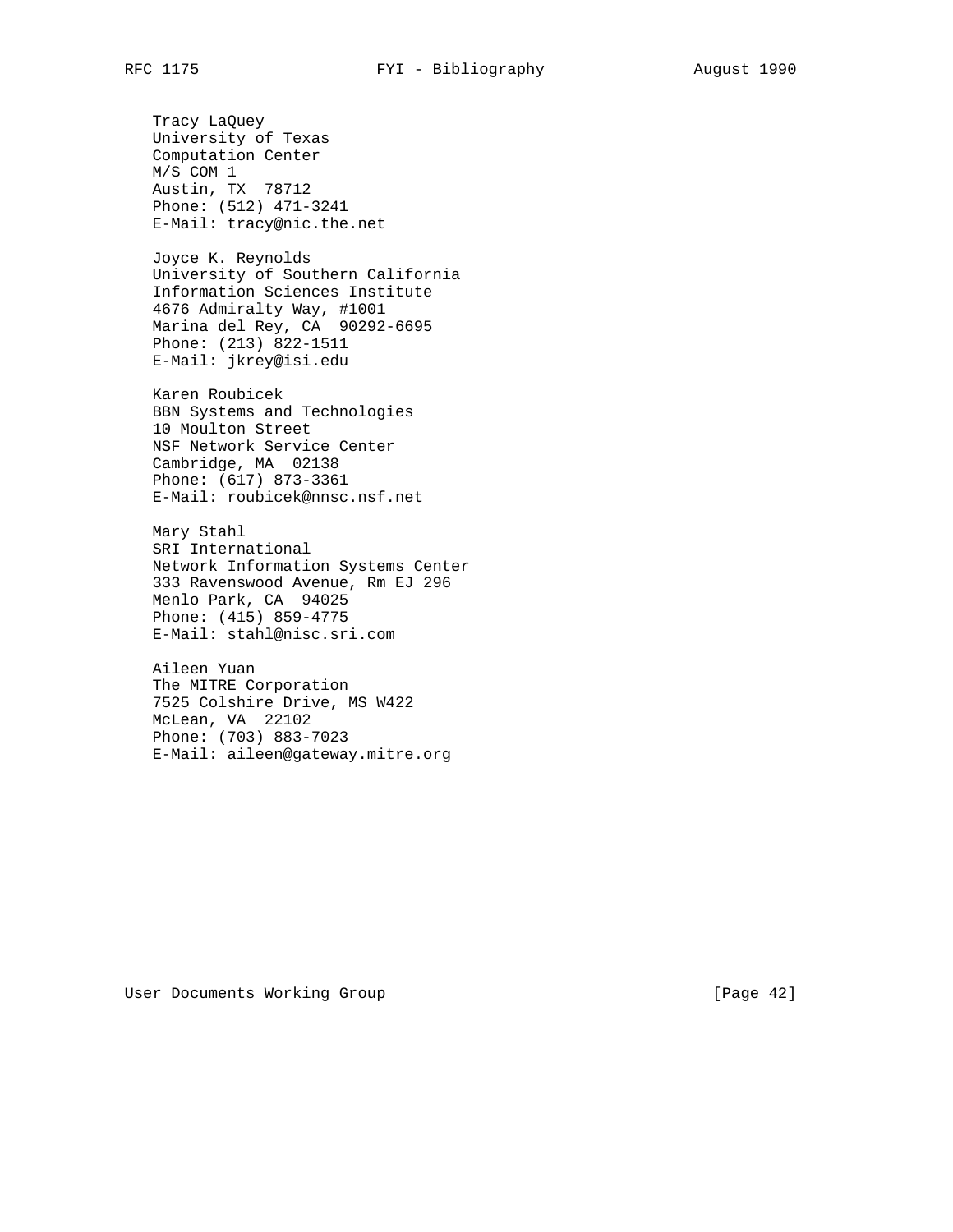Tracy LaQuey
University of Texas
Computation Center
M/S COM 1
Austin, TX  78712
Phone: (512) 471-3241
E-Mail: tracy@nic.the.net

Joyce K. Reynolds
University of Southern California
Information Sciences Institute
4676 Admiralty Way, #1001
Marina del Rey, CA  90292-6695
Phone: (213) 822-1511
E-Mail: jkrey@isi.edu

Karen Roubicek
BBN Systems and Technologies
10 Moulton Street
NSF Network Service Center
Cambridge, MA  02138
Phone: (617) 873-3361
E-Mail: roubicek@nnsc.nsf.net

Mary Stahl
SRI International
Network Information Systems Center
333 Ravenswood Avenue, Rm EJ 296
Menlo Park, CA  94025
Phone: (415) 859-4775
E-Mail: stahl@nisc.sri.com

Aileen Yuan
The MITRE Corporation
7525 Colshire Drive, MS W422
McLean, VA  22102
Phone: (703) 883-7023
E-Mail: aileen@gateway.mitre.org